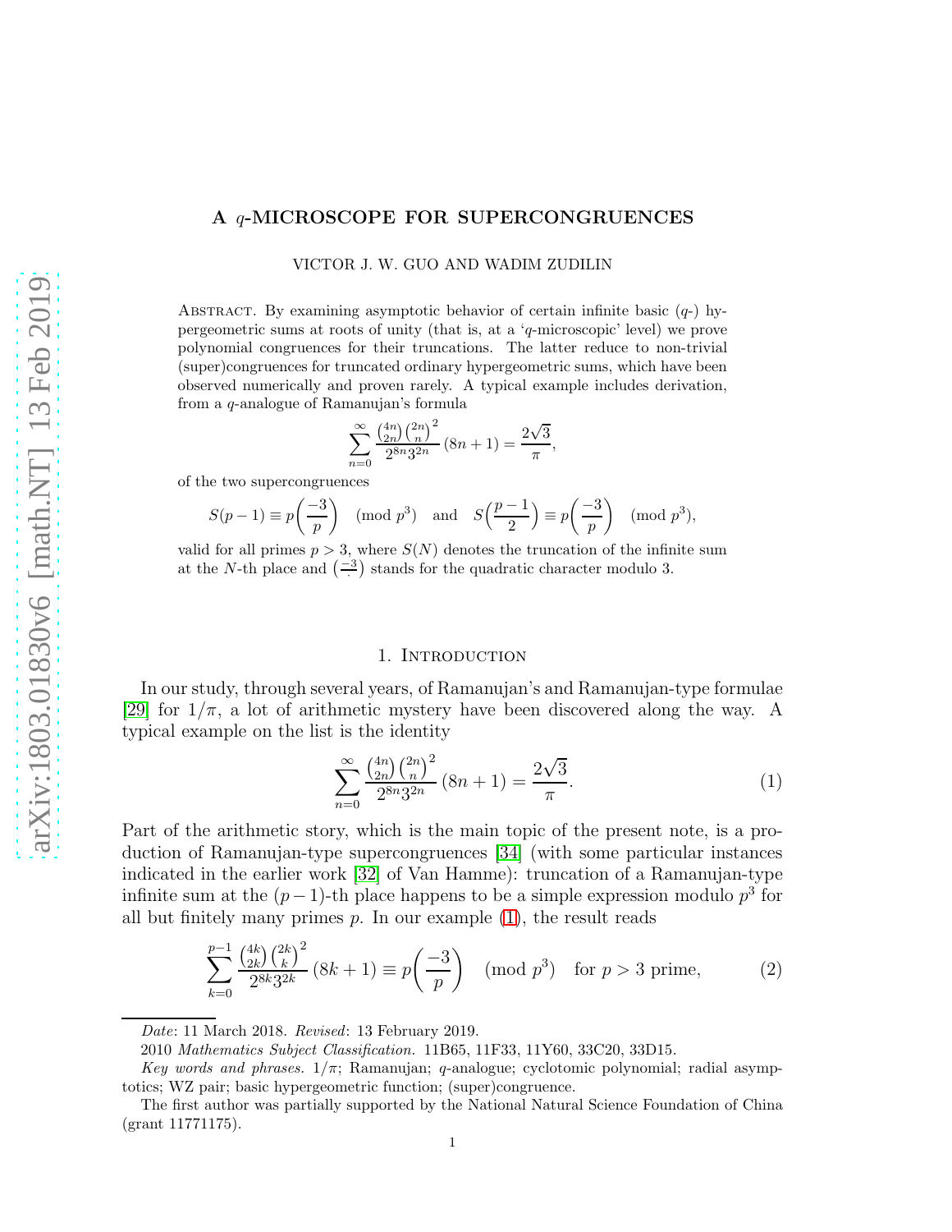# A $q$-MICROSCOPE FOR SUPERCONGRUENCES

VICTOR J. W. GUO AND WADIM ZUDILIN

Abstract. By examining asymptotic behavior of certain infinite basic ($q$-) hypergeometric sums at roots of unity (that is, at a '$q$-microscopic' level) we prove polynomial congruences for their truncations. The latter reduce to non-trivial (super)congruences for truncated ordinary hypergeometric sums, which have been observed numerically and proven rarely. A typical example includes derivation, from a $q$-analogue of Ramanujan's formula

$$\sum_{n=0}^{\infty} \frac{\binom{4n}{2n}\binom{2n}{n}^2}{2^{8n}3^{2n}}(8n+1) = \frac{2\sqrt{3}}{\pi},$$

of the two supercongruences

$$S(p-1) \equiv p\left(\frac{-3}{p}\right) \pmod{p^3} \quad \text{and} \quad S\Big(\frac{p-1}{2}\Big) \equiv p\left(\frac{-3}{p}\right) \pmod{p^3},$$

valid for all primes $p > 3$, where $S(N)$ denotes the truncation of the infinite sum at the $N$-th place and $\left(\frac{-3}{\cdot}\right)$ stands for the quadratic character modulo 3.

## 1. Introduction

In our study, through several years, of Ramanujan's and Ramanujan-type formulae [29] for $1/\pi$, a lot of arithmetic mystery have been discovered along the way. A typical example on the list is the identity

$$\sum_{n=0}^{\infty} \frac{\binom{4n}{2n}\binom{2n}{n}^2}{2^{8n}3^{2n}}(8n+1) = \frac{2\sqrt{3}}{\pi}. \tag{1}$$

Part of the arithmetic story, which is the main topic of the present note, is a production of Ramanujan-type supercongruences [34] (with some particular instances indicated in the earlier work [32] of Van Hamme): truncation of a Ramanujan-type infinite sum at the $(p-1)$-th place happens to be a simple expression modulo $p^3$ for all but finitely many primes $p$. In our example (1), the result reads

$$\sum_{k=0}^{p-1} \frac{\binom{4k}{2k}\binom{2k}{k}^2}{2^{8k}3^{2k}}(8k+1) \equiv p\left(\frac{-3}{p}\right) \pmod{p^3} \quad \text{for } p > 3 \text{ prime}, \tag{2}$$

---

*Date*: 11 March 2018. *Revised*: 13 February 2019.

2010 *Mathematics Subject Classification.* 11B65, 11F33, 11Y60, 33C20, 33D15.

*Key words and phrases.* $1/\pi$; Ramanujan; $q$-analogue; cyclotomic polynomial; radial asymptotics; WZ pair; basic hypergeometric function; (super)congruence.

The first author was partially supported by the National Natural Science Foundation of China (grant 11771175).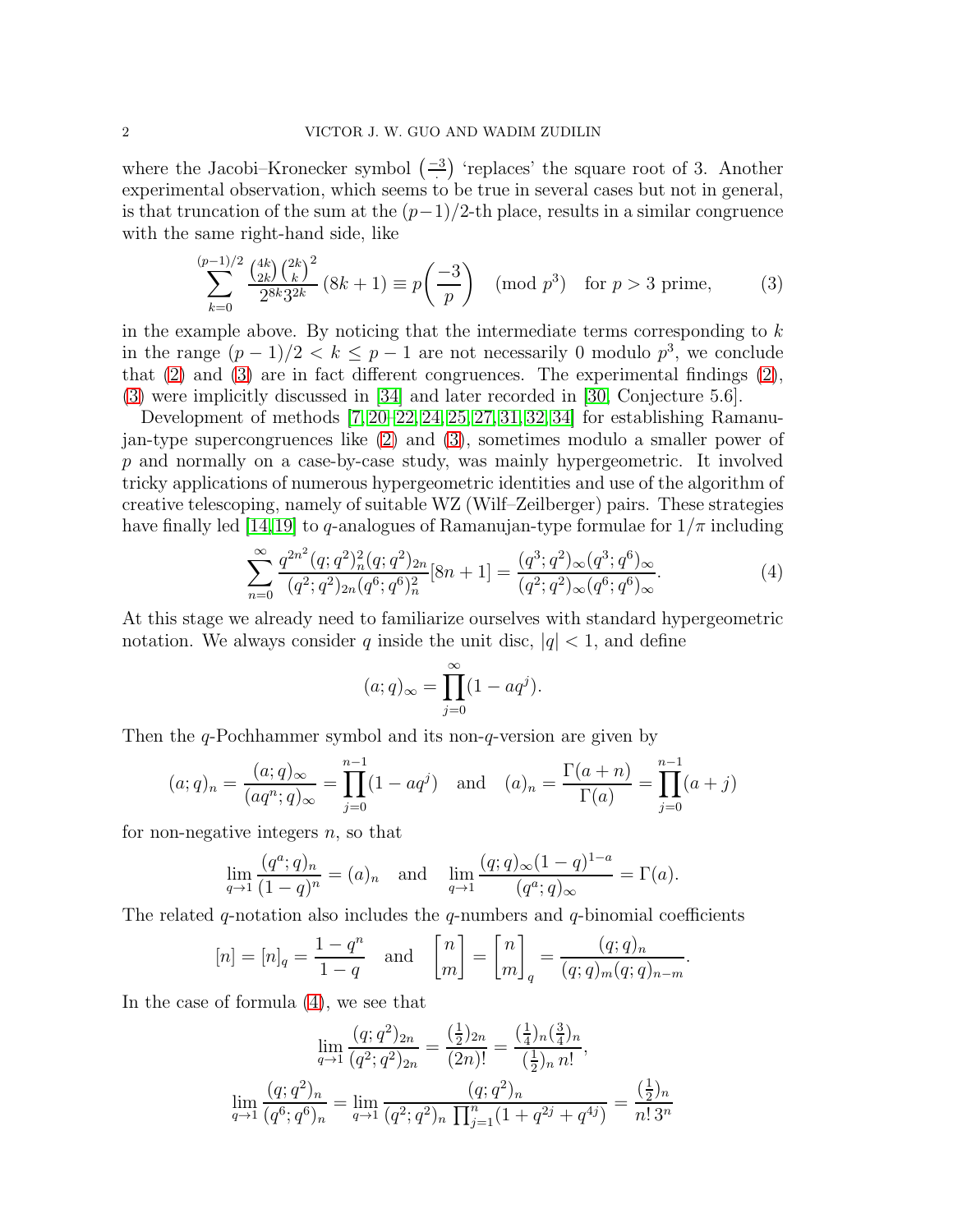where the Jacobi–Kronecker symbol $\big(\frac{-3}{\cdot}\big)$ 'replaces' the square root of 3. Another experimental observation, which seems to be true in several cases but not in general, is that truncation of the sum at the $(p-1)/2$-th place, results in a similar congruence with the same right-hand side, like

$$\sum_{k=0}^{(p-1)/2} \frac{\binom{4k}{2k}\binom{2k}{k}^2}{2^{8k}3^{2k}}\,(8k+1) \equiv p\bigg(\frac{-3}{p}\bigg) \pmod{p^3} \quad \text{for } p>3 \text{ prime}, \tag{3}$$

in the example above. By noticing that the intermediate terms corresponding to $k$ in the range $(p-1)/2 < k \le p-1$ are not necessarily 0 modulo $p^3$, we conclude that (2) and (3) are in fact different congruences. The experimental findings (2), (3) were implicitly discussed in [34] and later recorded in [30, Conjecture 5.6].

Development of methods [7, 20–22, 24, 25, 27, 31, 32, 34] for establishing Ramanujan-type supercongruences like (2) and (3), sometimes modulo a smaller power of $p$ and normally on a case-by-case study, was mainly hypergeometric. It involved tricky applications of numerous hypergeometric identities and use of the algorithm of creative telescoping, namely of suitable WZ (Wilf–Zeilberger) pairs. These strategies have finally led [14, 19] to $q$-analogues of Ramanujan-type formulae for $1/\pi$ including

$$\sum_{n=0}^{\infty} \frac{q^{2n^2}(q;q^2)_n^2(q;q^2)_{2n}}{(q^2;q^2)_{2n}(q^6;q^6)_n^2}[8n+1] = \frac{(q^3;q^2)_\infty(q^3;q^6)_\infty}{(q^2;q^2)_\infty(q^6;q^6)_\infty}. \tag{4}$$

At this stage we already need to familiarize ourselves with standard hypergeometric notation. We always consider $q$ inside the unit disc, $|q|<1$, and define

$$(a;q)_\infty = \prod_{j=0}^{\infty}(1-aq^j).$$

Then the $q$-Pochhammer symbol and its non-$q$-version are given by

$$(a;q)_n = \frac{(a;q)_\infty}{(aq^n;q)_\infty} = \prod_{j=0}^{n-1}(1-aq^j) \quad \text{and} \quad (a)_n = \frac{\Gamma(a+n)}{\Gamma(a)} = \prod_{j=0}^{n-1}(a+j)$$

for non-negative integers $n$, so that

$$\lim_{q\to 1}\frac{(q^a;q)_n}{(1-q)^n} = (a)_n \quad \text{and} \quad \lim_{q\to 1}\frac{(q;q)_\infty(1-q)^{1-a}}{(q^a;q)_\infty} = \Gamma(a).$$

The related $q$-notation also includes the $q$-numbers and $q$-binomial coefficients

$$[n] = [n]_q = \frac{1-q^n}{1-q} \quad \text{and} \quad \begin{bmatrix} n \\ m \end{bmatrix} = \begin{bmatrix} n \\ m \end{bmatrix}_q = \frac{(q;q)_n}{(q;q)_m(q;q)_{n-m}}.$$

In the case of formula (4), we see that

$$\lim_{q\to 1}\frac{(q;q^2)_{2n}}{(q^2;q^2)_{2n}} = \frac{(\frac12)_{2n}}{(2n)!} = \frac{(\frac14)_n(\frac34)_n}{(\frac12)_n\,n!},$$

$$\lim_{q\to 1}\frac{(q;q^2)_n}{(q^6;q^6)_n} = \lim_{q\to 1}\frac{(q;q^2)_n}{(q^2;q^2)_n\prod_{j=1}^{n}(1+q^{2j}+q^{4j})} = \frac{(\frac12)_n}{n!\,3^n}$$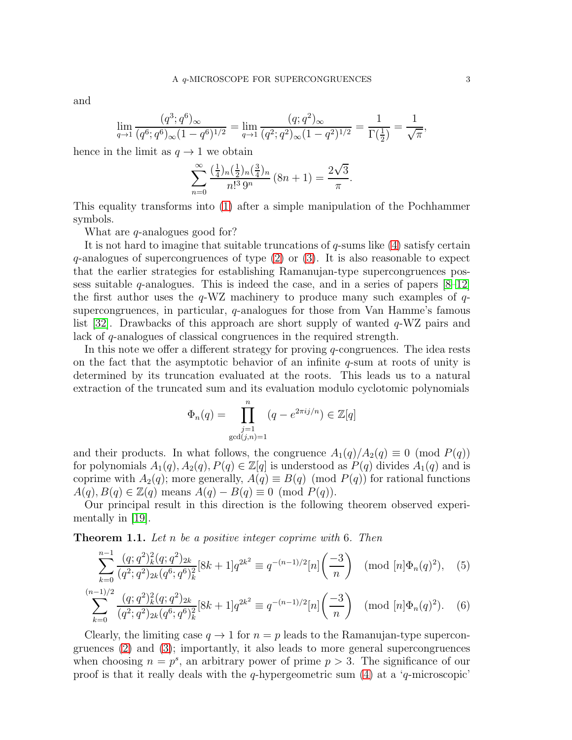and

$$\lim_{q\to 1}\frac{(q^3;q^6)_\infty}{(q^6;q^6)_\infty(1-q^6)^{1/2}}=\lim_{q\to 1}\frac{(q;q^2)_\infty}{(q^2;q^2)_\infty(1-q^2)^{1/2}}=\frac{1}{\Gamma(\frac12)}=\frac{1}{\sqrt{\pi}},$$

hence in the limit as $q\to 1$ we obtain

$$\sum_{n=0}^{\infty}\frac{(\frac14)_n(\frac12)_n(\frac34)_n}{n!^3\,9^n}\,(8n+1)=\frac{2\sqrt{3}}{\pi}.$$

This equality transforms into (1) after a simple manipulation of the Pochhammer symbols.

What are $q$-analogues good for?

It is not hard to imagine that suitable truncations of $q$-sums like (4) satisfy certain $q$-analogues of supercongruences of type (2) or (3). It is also reasonable to expect that the earlier strategies for establishing Ramanujan-type supercongruences possess suitable $q$-analogues. This is indeed the case, and in a series of papers [8–12] the first author uses the $q$-WZ machinery to produce many such examples of $q$-supercongruences, in particular, $q$-analogues for those from Van Hamme's famous list [32]. Drawbacks of this approach are short supply of wanted $q$-WZ pairs and lack of $q$-analogues of classical congruences in the required strength.

In this note we offer a different strategy for proving $q$-congruences. The idea rests on the fact that the asymptotic behavior of an infinite $q$-sum at roots of unity is determined by its truncation evaluated at the roots. This leads us to a natural extraction of the truncated sum and its evaluation modulo cyclotomic polynomials

$$\Phi_n(q)=\prod_{\substack{j=1\\ \gcd(j,n)=1}}^{n}(q-e^{2\pi ij/n})\in\mathbb{Z}[q]$$

and their products. In what follows, the congruence $A_1(q)/A_2(q)\equiv 0 \pmod{P(q)}$ for polynomials $A_1(q),A_2(q),P(q)\in\mathbb{Z}[q]$ is understood as $P(q)$ divides $A_1(q)$ and is coprime with $A_2(q)$; more generally, $A(q)\equiv B(q) \pmod{P(q)}$ for rational functions $A(q),B(q)\in\mathbb{Z}(q)$ means $A(q)-B(q)\equiv 0 \pmod{P(q)}$.

Our principal result in this direction is the following theorem observed experimentally in [19].

**Theorem 1.1.** *Let $n$ be a positive integer coprime with 6. Then*

$$\sum_{k=0}^{n-1}\frac{(q;q^2)_k^2(q;q^2)_{2k}}{(q^2;q^2)_{2k}(q^6;q^6)_k^2}[8k+1]q^{2k^2}\equiv q^{-(n-1)/2}[n]\left(\frac{-3}{n}\right) \pmod{[n]\Phi_n(q)^2}, \quad (5)$$

$$\sum_{k=0}^{(n-1)/2}\frac{(q;q^2)_k^2(q;q^2)_{2k}}{(q^2;q^2)_{2k}(q^6;q^6)_k^2}[8k+1]q^{2k^2}\equiv q^{-(n-1)/2}[n]\left(\frac{-3}{n}\right) \pmod{[n]\Phi_n(q)^2}. \quad (6)$$

Clearly, the limiting case $q\to 1$ for $n=p$ leads to the Ramanujan-type supercongruences (2) and (3); importantly, it also leads to more general supercongruences when choosing $n=p^s$, an arbitrary power of prime $p>3$. The significance of our proof is that it really deals with the $q$-hypergeometric sum (4) at a '$q$-microscopic'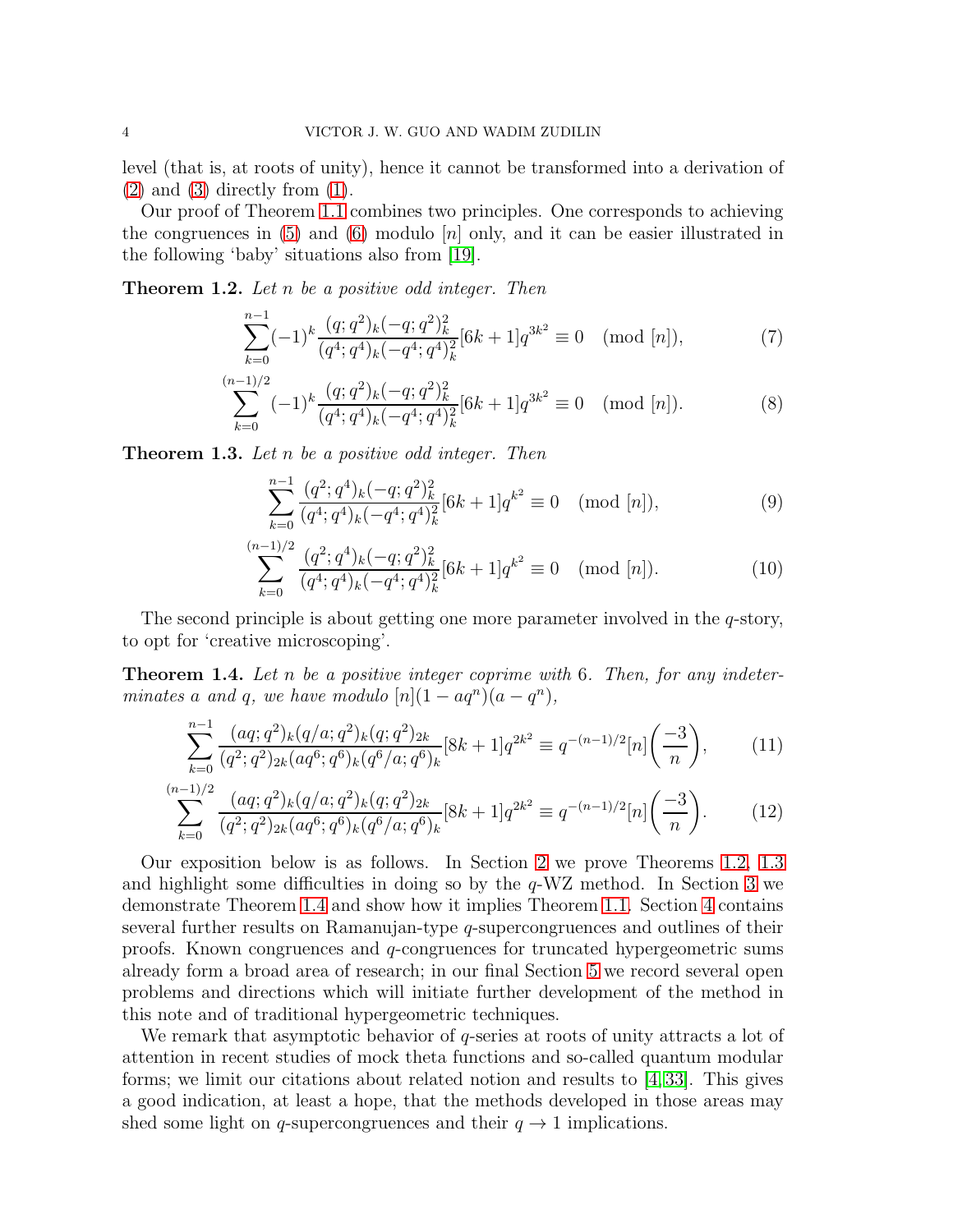level (that is, at roots of unity), hence it cannot be transformed into a derivation of (2) and (3) directly from (1).

Our proof of Theorem 1.1 combines two principles. One corresponds to achieving the congruences in (5) and (6) modulo $[n]$ only, and it can be easier illustrated in the following 'baby' situations also from [19].

**Theorem 1.2.** *Let $n$ be a positive odd integer. Then*

$$\sum_{k=0}^{n-1}(-1)^k\frac{(q;q^2)_k(-q;q^2)_k^2}{(q^4;q^4)_k(-q^4;q^4)_k^2}[6k+1]q^{3k^2}\equiv 0 \pmod{[n]}, \tag{7}$$

$$\sum_{k=0}^{(n-1)/2}(-1)^k\frac{(q;q^2)_k(-q;q^2)_k^2}{(q^4;q^4)_k(-q^4;q^4)_k^2}[6k+1]q^{3k^2}\equiv 0 \pmod{[n]}. \tag{8}$$

**Theorem 1.3.** *Let $n$ be a positive odd integer. Then*

$$\sum_{k=0}^{n-1}\frac{(q^2;q^4)_k(-q;q^2)_k^2}{(q^4;q^4)_k(-q^4;q^4)_k^2}[6k+1]q^{k^2}\equiv 0 \pmod{[n]}, \tag{9}$$

$$\sum_{k=0}^{(n-1)/2}\frac{(q^2;q^4)_k(-q;q^2)_k^2}{(q^4;q^4)_k(-q^4;q^4)_k^2}[6k+1]q^{k^2}\equiv 0 \pmod{[n]}. \tag{10}$$

The second principle is about getting one more parameter involved in the $q$-story, to opt for 'creative microscoping'.

**Theorem 1.4.** *Let $n$ be a positive integer coprime with $6$. Then, for any indeterminates $a$ and $q$, we have modulo $[n](1-aq^n)(a-q^n)$,*

$$\sum_{k=0}^{n-1}\frac{(aq;q^2)_k(q/a;q^2)_k(q;q^2)_{2k}}{(q^2;q^2)_{2k}(aq^6;q^6)_k(q^6/a;q^6)_k}[8k+1]q^{2k^2}\equiv q^{-(n-1)/2}[n]\left(\frac{-3}{n}\right), \tag{11}$$

$$\sum_{k=0}^{(n-1)/2}\frac{(aq;q^2)_k(q/a;q^2)_k(q;q^2)_{2k}}{(q^2;q^2)_{2k}(aq^6;q^6)_k(q^6/a;q^6)_k}[8k+1]q^{2k^2}\equiv q^{-(n-1)/2}[n]\left(\frac{-3}{n}\right). \tag{12}$$

Our exposition below is as follows. In Section 2 we prove Theorems 1.2, 1.3 and highlight some difficulties in doing so by the $q$-WZ method. In Section 3 we demonstrate Theorem 1.4 and show how it implies Theorem 1.1. Section 4 contains several further results on Ramanujan-type $q$-supercongruences and outlines of their proofs. Known congruences and $q$-congruences for truncated hypergeometric sums already form a broad area of research; in our final Section 5 we record several open problems and directions which will initiate further development of the method in this note and of traditional hypergeometric techniques.

We remark that asymptotic behavior of $q$-series at roots of unity attracts a lot of attention in recent studies of mock theta functions and so-called quantum modular forms; we limit our citations about related notion and results to [4, 33]. This gives a good indication, at least a hope, that the methods developed in those areas may shed some light on $q$-supercongruences and their $q \to 1$ implications.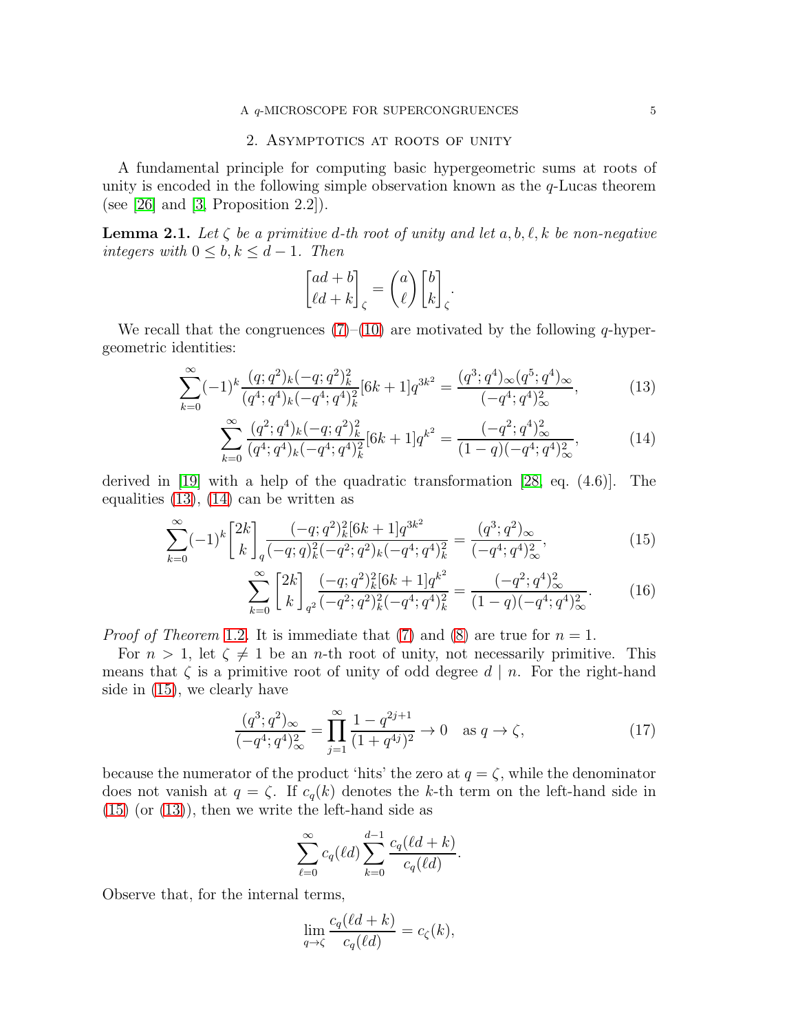## 2. Asymptotics at roots of unity

A fundamental principle for computing basic hypergeometric sums at roots of unity is encoded in the following simple observation known as the $q$-Lucas theorem (see [26] and [3, Proposition 2.2]).

**Lemma 2.1.** *Let $\zeta$ be a primitive $d$-th root of unity and let $a, b, \ell, k$ be non-negative integers with $0 \le b, k \le d-1$. Then*

$$\begin{bmatrix} ad+b \\ \ell d+k \end{bmatrix}_\zeta = \binom{a}{\ell} \begin{bmatrix} b \\ k \end{bmatrix}_\zeta.$$

We recall that the congruences (7)–(10) are motivated by the following $q$-hypergeometric identities:

$$\sum_{k=0}^{\infty} (-1)^k \frac{(q;q^2)_k(-q;q^2)_k^2}{(q^4;q^4)_k(-q^4;q^4)_k^2}[6k+1]q^{3k^2} = \frac{(q^3;q^4)_\infty(q^5;q^4)_\infty}{(-q^4;q^4)_\infty^2}, \tag{13}$$

$$\sum_{k=0}^{\infty} \frac{(q^2;q^4)_k(-q;q^2)_k^2}{(q^4;q^4)_k(-q^4;q^4)_k^2}[6k+1]q^{k^2} = \frac{(-q^2;q^4)_\infty^2}{(1-q)(-q^4;q^4)_\infty^2}, \tag{14}$$

derived in [19] with a help of the quadratic transformation [28, eq. (4.6)]. The equalities (13), (14) can be written as

$$\sum_{k=0}^{\infty} (-1)^k \begin{bmatrix} 2k \\ k \end{bmatrix}_q \frac{(-q;q^2)_k^2[6k+1]q^{3k^2}}{(-q;q)_k^2(-q^2;q^2)_k(-q^4;q^4)_k^2} = \frac{(q^3;q^2)_\infty}{(-q^4;q^4)_\infty^2}, \tag{15}$$

$$\sum_{k=0}^{\infty} \begin{bmatrix} 2k \\ k \end{bmatrix}_{q^2} \frac{(-q;q^2)_k^2[6k+1]q^{k^2}}{(-q^2;q^2)_k^2(-q^4;q^4)_k^2} = \frac{(-q^2;q^4)_\infty^2}{(1-q)(-q^4;q^4)_\infty^2}. \tag{16}$$

*Proof of Theorem 1.2.* It is immediate that (7) and (8) are true for $n=1$.

For $n>1$, let $\zeta \ne 1$ be an $n$-th root of unity, not necessarily primitive. This means that $\zeta$ is a primitive root of unity of odd degree $d \mid n$. For the right-hand side in (15), we clearly have

$$\frac{(q^3;q^2)_\infty}{(-q^4;q^4)_\infty^2} = \prod_{j=1}^{\infty} \frac{1-q^{2j+1}}{(1+q^{4j})^2} \to 0 \quad \text{as } q \to \zeta, \tag{17}$$

because the numerator of the product 'hits' the zero at $q=\zeta$, while the denominator does not vanish at $q=\zeta$. If $c_q(k)$ denotes the $k$-th term on the left-hand side in (15) (or (13)), then we write the left-hand side as

$$\sum_{\ell=0}^{\infty} c_q(\ell d) \sum_{k=0}^{d-1} \frac{c_q(\ell d+k)}{c_q(\ell d)}.$$

Observe that, for the internal terms,

$$\lim_{q\to\zeta} \frac{c_q(\ell d+k)}{c_q(\ell d)} = c_\zeta(k),$$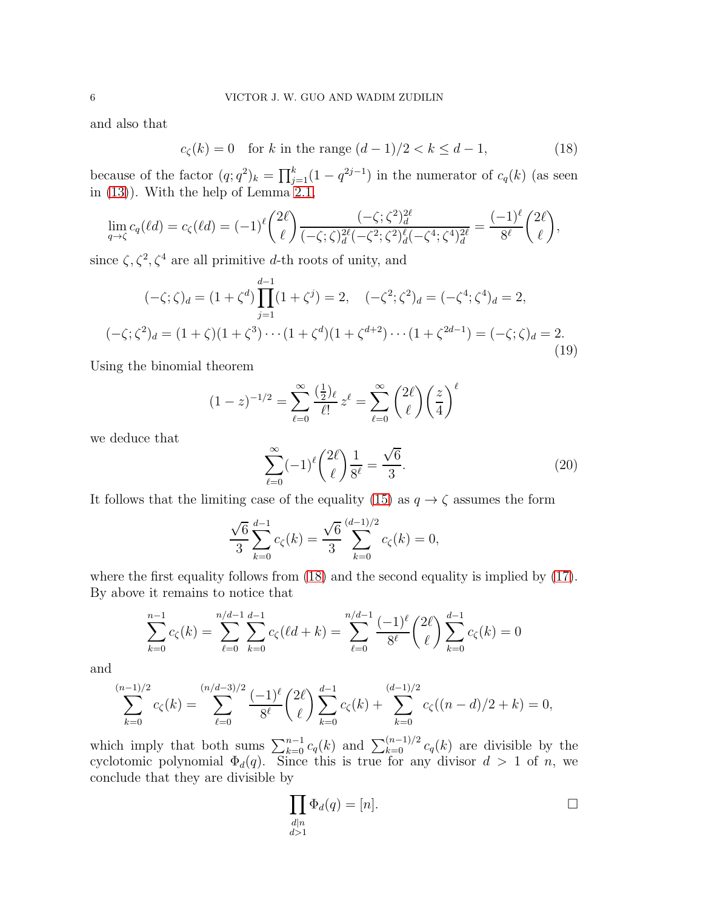and also that

$$c_\zeta(k) = 0 \quad \text{for } k \text{ in the range } (d-1)/2 < k \le d-1, \tag{18}$$

because of the factor $(q;q^2)_k = \prod_{j=1}^{k}(1-q^{2j-1})$ in the numerator of $c_q(k)$ (as seen in (13)). With the help of Lemma 2.1,

$$\lim_{q\to\zeta} c_q(\ell d) = c_\zeta(\ell d) = (-1)^\ell \binom{2\ell}{\ell} \frac{(-\zeta;\zeta^2)_d^{2\ell}}{(-\zeta;\zeta)_d^{2\ell}(-\zeta^2;\zeta^2)_d^{\ell}(-\zeta^4;\zeta^4)_d^{2\ell}} = \frac{(-1)^\ell}{8^\ell}\binom{2\ell}{\ell},$$

since $\zeta, \zeta^2, \zeta^4$ are all primitive $d$-th roots of unity, and

$$\begin{gathered}
(-\zeta;\zeta)_d = (1+\zeta^d)\prod_{j=1}^{d-1}(1+\zeta^j) = 2, \quad (-\zeta^2;\zeta^2)_d = (-\zeta^4;\zeta^4)_d = 2, \\
(-\zeta;\zeta^2)_d = (1+\zeta)(1+\zeta^3)\cdots(1+\zeta^d)(1+\zeta^{d+2})\cdots(1+\zeta^{2d-1}) = (-\zeta;\zeta)_d = 2.
\end{gathered} \tag{19}$$

Using the binomial theorem

$$(1-z)^{-1/2} = \sum_{\ell=0}^{\infty} \frac{(\frac12)_\ell}{\ell!}\, z^\ell = \sum_{\ell=0}^{\infty}\binom{2\ell}{\ell}\left(\frac{z}{4}\right)^\ell$$

we deduce that

$$\sum_{\ell=0}^{\infty}(-1)^\ell\binom{2\ell}{\ell}\frac{1}{8^\ell} = \frac{\sqrt6}{3}. \tag{20}$$

It follows that the limiting case of the equality (15) as $q\to\zeta$ assumes the form

$$\frac{\sqrt6}{3}\sum_{k=0}^{d-1}c_\zeta(k) = \frac{\sqrt6}{3}\sum_{k=0}^{(d-1)/2}c_\zeta(k) = 0,$$

where the first equality follows from (18) and the second equality is implied by (17). By above it remains to notice that

$$\sum_{k=0}^{n-1}c_\zeta(k) = \sum_{\ell=0}^{n/d-1}\sum_{k=0}^{d-1}c_\zeta(\ell d+k) = \sum_{\ell=0}^{n/d-1}\frac{(-1)^\ell}{8^\ell}\binom{2\ell}{\ell}\sum_{k=0}^{d-1}c_\zeta(k) = 0$$

and

$$\sum_{k=0}^{(n-1)/2}c_\zeta(k) = \sum_{\ell=0}^{(n/d-3)/2}\frac{(-1)^\ell}{8^\ell}\binom{2\ell}{\ell}\sum_{k=0}^{d-1}c_\zeta(k) + \sum_{k=0}^{(d-1)/2}c_\zeta((n-d)/2+k) = 0,$$

which imply that both sums $\sum_{k=0}^{n-1}c_q(k)$ and $\sum_{k=0}^{(n-1)/2}c_q(k)$ are divisible by the cyclotomic polynomial $\Phi_d(q)$. Since this is true for any divisor $d>1$ of $n$, we conclude that they are divisible by

$$\prod_{\substack{d\mid n\\ d>1}}\Phi_d(q) = [n]. \qquad \square$$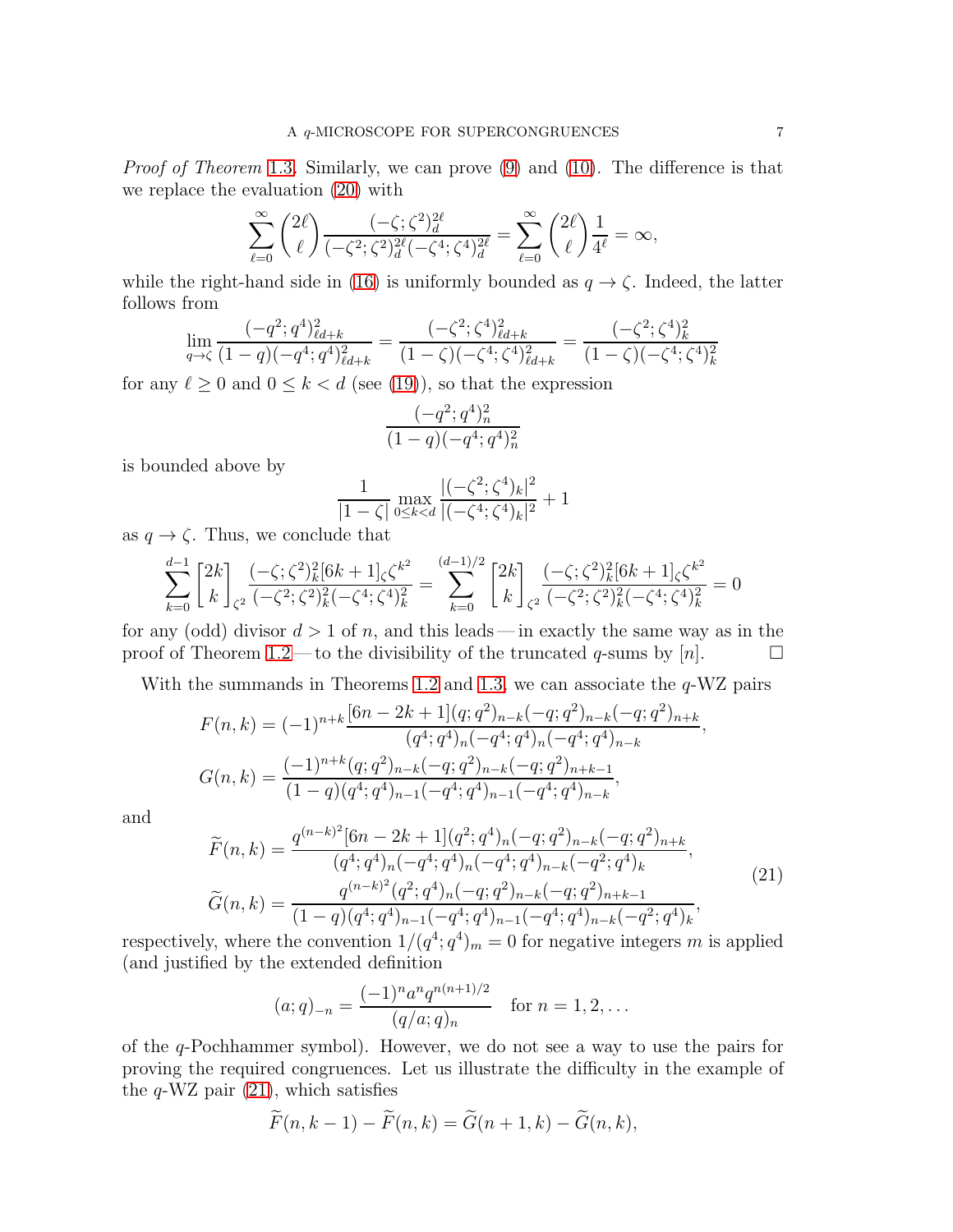*Proof of Theorem 1.3.* Similarly, we can prove (9) and (10). The difference is that we replace the evaluation (20) with

$$\sum_{\ell=0}^{\infty}\binom{2\ell}{\ell}\frac{(-\zeta;\zeta^2)_d^{2\ell}}{(-\zeta^2;\zeta^2)_d^{2\ell}(-\zeta^4;\zeta^4)_d^{2\ell}}=\sum_{\ell=0}^{\infty}\binom{2\ell}{\ell}\frac{1}{4^\ell}=\infty,$$

while the right-hand side in (16) is uniformly bounded as $q\to\zeta$. Indeed, the latter follows from

$$\lim_{q\to\zeta}\frac{(-q^2;q^4)_{\ell d+k}^2}{(1-q)(-q^4;q^4)_{\ell d+k}^2}=\frac{(-\zeta^2;\zeta^4)_{\ell d+k}^2}{(1-\zeta)(-\zeta^4;\zeta^4)_{\ell d+k}^2}=\frac{(-\zeta^2;\zeta^4)_k^2}{(1-\zeta)(-\zeta^4;\zeta^4)_k^2}$$

for any $\ell\ge 0$ and $0\le k<d$ (see (19)), so that the expression

$$\frac{(-q^2;q^4)_n^2}{(1-q)(-q^4;q^4)_n^2}$$

is bounded above by

$$\frac{1}{|1-\zeta|}\max_{0\le k<d}\frac{|(-\zeta^2;\zeta^4)_k|^2}{|(-\zeta^4;\zeta^4)_k|^2}+1$$

as $q\to\zeta$. Thus, we conclude that

$$\sum_{k=0}^{d-1}{2k\brack k}_{\zeta^2}\frac{(-\zeta;\zeta^2)_k^2[6k+1]_\zeta\zeta^{k^2}}{(-\zeta^2;\zeta^2)_k^2(-\zeta^4;\zeta^4)_k^2}=\sum_{k=0}^{(d-1)/2}{2k\brack k}_{\zeta^2}\frac{(-\zeta;\zeta^2)_k^2[6k+1]_\zeta\zeta^{k^2}}{(-\zeta^2;\zeta^2)_k^2(-\zeta^4;\zeta^4)_k^2}=0$$

for any (odd) divisor $d>1$ of $n$, and this leads — in exactly the same way as in the proof of Theorem 1.2 — to the divisibility of the truncated $q$-sums by $[n]$. □

With the summands in Theorems 1.2 and 1.3, we can associate the $q$-WZ pairs

$$F(n,k)=(-1)^{n+k}\frac{[6n-2k+1](q;q^2)_{n-k}(-q;q^2)_{n-k}(-q;q^2)_{n+k}}{(q^4;q^4)_n(-q^4;q^4)_n(-q^4;q^4)_{n-k}},$$
$$G(n,k)=\frac{(-1)^{n+k}(q;q^2)_{n-k}(-q;q^2)_{n-k}(-q;q^2)_{n+k-1}}{(1-q)(q^4;q^4)_{n-1}(-q^4;q^4)_{n-1}(-q^4;q^4)_{n-k}},$$

and

$$\begin{aligned}\widetilde F(n,k)&=\frac{q^{(n-k)^2}[6n-2k+1](q^2;q^4)_n(-q;q^2)_{n-k}(-q;q^2)_{n+k}}{(q^4;q^4)_n(-q^4;q^4)_n(-q^4;q^4)_{n-k}(-q^2;q^4)_k},\\ \widetilde G(n,k)&=\frac{q^{(n-k)^2}(q^2;q^4)_n(-q;q^2)_{n-k}(-q;q^2)_{n+k-1}}{(1-q)(q^4;q^4)_{n-1}(-q^4;q^4)_{n-1}(-q^4;q^4)_{n-k}(-q^2;q^4)_k},\end{aligned}\tag{21}$$

respectively, where the convention $1/(q^4;q^4)_m=0$ for negative integers $m$ is applied (and justified by the extended definition

$$(a;q)_{-n}=\frac{(-1)^na^nq^{n(n+1)/2}}{(q/a;q)_n}\quad\text{for } n=1,2,\dots$$

of the $q$-Pochhammer symbol). However, we do not see a way to use the pairs for proving the required congruences. Let us illustrate the difficulty in the example of the $q$-WZ pair (21), which satisfies

$$\widetilde F(n,k-1)-\widetilde F(n,k)=\widetilde G(n+1,k)-\widetilde G(n,k),$$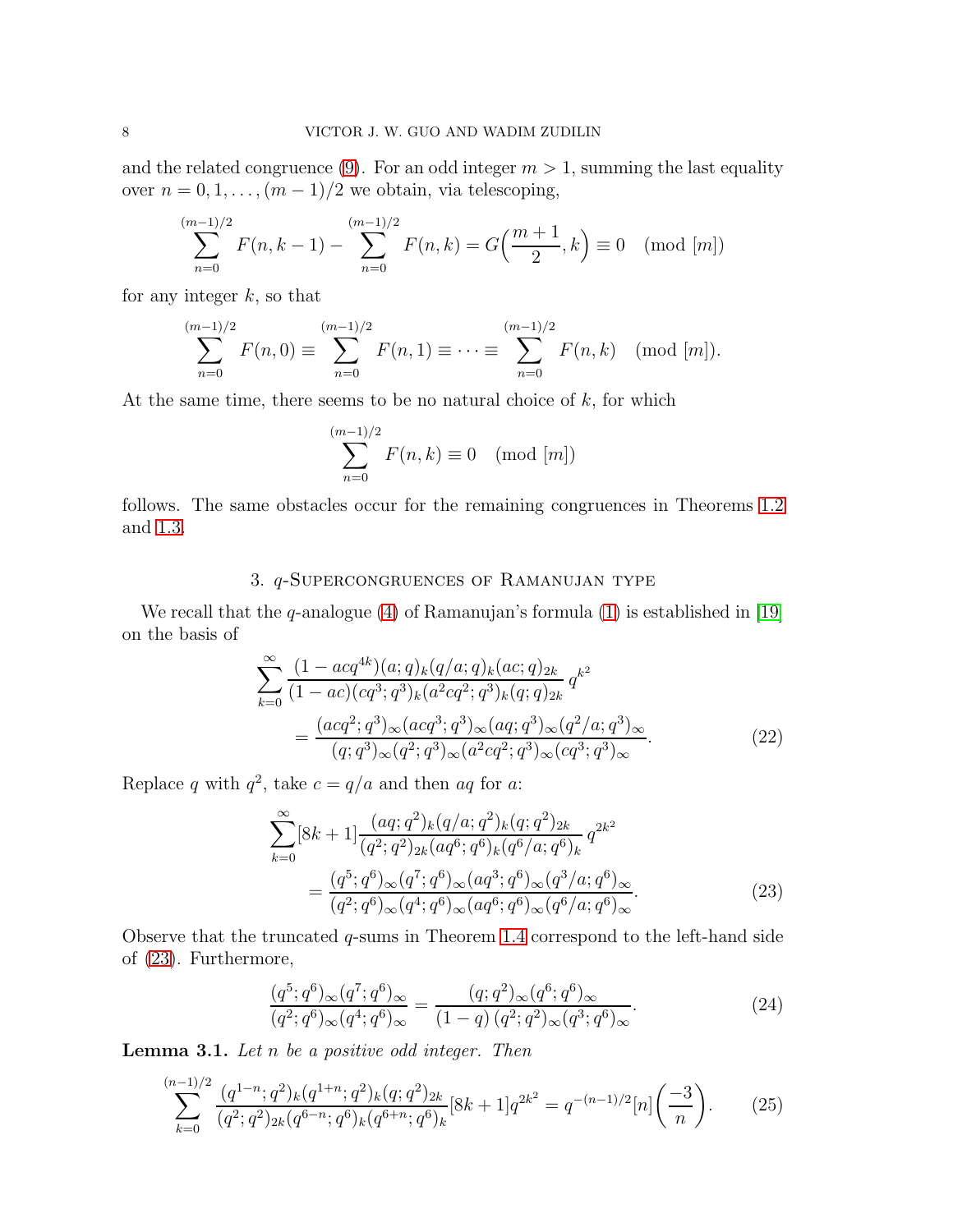and the related congruence (9). For an odd integer $m>1$, summing the last equality over $n=0,1,\dots,(m-1)/2$ we obtain, via telescoping,

$$\sum_{n=0}^{(m-1)/2} F(n,k-1)-\sum_{n=0}^{(m-1)/2} F(n,k)=G\Big(\frac{m+1}{2},k\Big)\equiv 0 \pmod{[m]}$$

for any integer $k$, so that

$$\sum_{n=0}^{(m-1)/2} F(n,0)\equiv \sum_{n=0}^{(m-1)/2} F(n,1)\equiv\cdots\equiv \sum_{n=0}^{(m-1)/2} F(n,k) \pmod{[m]}.$$

At the same time, there seems to be no natural choice of $k$, for which

$$\sum_{n=0}^{(m-1)/2} F(n,k)\equiv 0 \pmod{[m]}$$

follows. The same obstacles occur for the remaining congruences in Theorems 1.2 and 1.3.

## 3. $q$-Supercongruences of Ramanujan type

We recall that the $q$-analogue (4) of Ramanujan's formula (1) is established in [19] on the basis of

$$\sum_{k=0}^{\infty}\frac{(1-acq^{4k})(a;q)_k(q/a;q)_k(ac;q)_{2k}}{(1-ac)(cq^3;q^3)_k(a^2cq^2;q^3)_k(q;q)_{2k}}\,q^{k^2} =\frac{(acq^2;q^3)_\infty(acq^3;q^3)_\infty(aq;q^3)_\infty(q^2/a;q^3)_\infty}{(q;q^3)_\infty(q^2;q^3)_\infty(a^2cq^2;q^3)_\infty(cq^3;q^3)_\infty}. \tag{22}$$

Replace $q$ with $q^2$, take $c=q/a$ and then $aq$ for $a$:

$$\sum_{k=0}^{\infty}[8k+1]\frac{(aq;q^2)_k(q/a;q^2)_k(q;q^2)_{2k}}{(q^2;q^2)_{2k}(aq^6;q^6)_k(q^6/a;q^6)_k}\,q^{2k^2} =\frac{(q^5;q^6)_\infty(q^7;q^6)_\infty(aq^3;q^6)_\infty(q^3/a;q^6)_\infty}{(q^2;q^6)_\infty(q^4;q^6)_\infty(aq^6;q^6)_\infty(q^6/a;q^6)_\infty}. \tag{23}$$

Observe that the truncated $q$-sums in Theorem 1.4 correspond to the left-hand side of (23). Furthermore,

$$\frac{(q^5;q^6)_\infty(q^7;q^6)_\infty}{(q^2;q^6)_\infty(q^4;q^6)_\infty}=\frac{(q;q^2)_\infty(q^6;q^6)_\infty}{(1-q)\,(q^2;q^2)_\infty(q^3;q^6)_\infty}. \tag{24}$$

**Lemma 3.1.** *Let $n$ be a positive odd integer. Then*

$$\sum_{k=0}^{(n-1)/2}\frac{(q^{1-n};q^2)_k(q^{1+n};q^2)_k(q;q^2)_{2k}}{(q^2;q^2)_{2k}(q^{6-n};q^6)_k(q^{6+n};q^6)_k}[8k+1]q^{2k^2}=q^{-(n-1)/2}[n]\Big(\frac{-3}{n}\Big). \tag{25}$$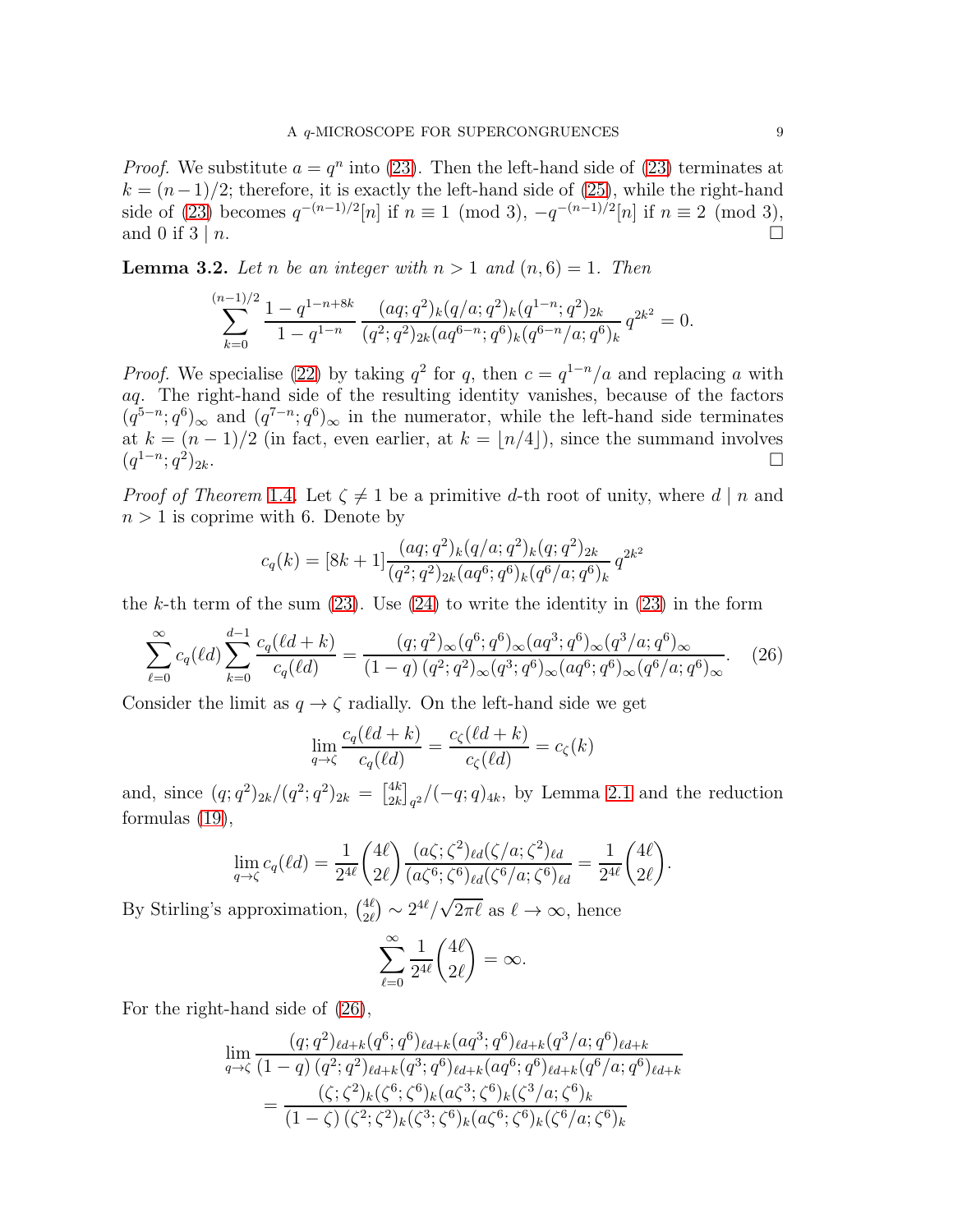*Proof.* We substitute $a = q^n$ into (23). Then the left-hand side of (23) terminates at $k = (n-1)/2$; therefore, it is exactly the left-hand side of (25), while the right-hand side of (23) becomes $q^{-(n-1)/2}[n]$ if $n \equiv 1 \pmod 3$, $-q^{-(n-1)/2}[n]$ if $n \equiv 2 \pmod 3$, and 0 if $3 \mid n$. $\square$

**Lemma 3.2.** *Let $n$ be an integer with $n > 1$ and $(n, 6) = 1$. Then*

$$\sum_{k=0}^{(n-1)/2} \frac{1 - q^{1-n+8k}}{1 - q^{1-n}} \, \frac{(aq;q^2)_k (q/a;q^2)_k (q^{1-n};q^2)_{2k}}{(q^2;q^2)_{2k} (aq^{6-n};q^6)_k (q^{6-n}/a;q^6)_k} \, q^{2k^2} = 0.$$

*Proof.* We specialise (22) by taking $q^2$ for $q$, then $c = q^{1-n}/a$ and replacing $a$ with $aq$. The right-hand side of the resulting identity vanishes, because of the factors $(q^{5-n};q^6)_\infty$ and $(q^{7-n};q^6)_\infty$ in the numerator, while the left-hand side terminates at $k = (n-1)/2$ (in fact, even earlier, at $k = \lfloor n/4 \rfloor$), since the summand involves $(q^{1-n};q^2)_{2k}$. $\square$

*Proof of Theorem 1.4.* Let $\zeta \neq 1$ be a primitive $d$-th root of unity, where $d \mid n$ and $n > 1$ is coprime with 6. Denote by

$$c_q(k) = [8k+1] \frac{(aq;q^2)_k (q/a;q^2)_k (q;q^2)_{2k}}{(q^2;q^2)_{2k} (aq^6;q^6)_k (q^6/a;q^6)_k} \, q^{2k^2}$$

the $k$-th term of the sum (23). Use (24) to write the identity in (23) in the form

$$\sum_{\ell=0}^{\infty} c_q(\ell d) \sum_{k=0}^{d-1} \frac{c_q(\ell d + k)}{c_q(\ell d)} = \frac{(q;q^2)_\infty (q^6;q^6)_\infty (aq^3;q^6)_\infty (q^3/a;q^6)_\infty}{(1-q)\,(q^2;q^2)_\infty (q^3;q^6)_\infty (aq^6;q^6)_\infty (q^6/a;q^6)_\infty}. \qquad (26)$$

Consider the limit as $q \to \zeta$ radially. On the left-hand side we get

$$\lim_{q \to \zeta} \frac{c_q(\ell d + k)}{c_q(\ell d)} = \frac{c_\zeta(\ell d + k)}{c_\zeta(\ell d)} = c_\zeta(k)$$

and, since $(q;q^2)_{2k}/(q^2;q^2)_{2k} = {4k \brack 2k}_{q^2}/(-q;q)_{4k}$, by Lemma 2.1 and the reduction formulas (19),

$$\lim_{q \to \zeta} c_q(\ell d) = \frac{1}{2^{4\ell}} \binom{4\ell}{2\ell} \frac{(a\zeta;\zeta^2)_{\ell d} (\zeta/a;\zeta^2)_{\ell d}}{(a\zeta^6;\zeta^6)_{\ell d} (\zeta^6/a;\zeta^6)_{\ell d}} = \frac{1}{2^{4\ell}} \binom{4\ell}{2\ell}.$$

By Stirling's approximation, $\binom{4\ell}{2\ell} \sim 2^{4\ell}/\sqrt{2\pi\ell}$ as $\ell \to \infty$, hence

$$\sum_{\ell=0}^{\infty} \frac{1}{2^{4\ell}} \binom{4\ell}{2\ell} = \infty.$$

For the right-hand side of (26),

$$\lim_{q \to \zeta} \frac{(q;q^2)_{\ell d+k} (q^6;q^6)_{\ell d+k} (aq^3;q^6)_{\ell d+k} (q^3/a;q^6)_{\ell d+k}}{(1-q)\,(q^2;q^2)_{\ell d+k} (q^3;q^6)_{\ell d+k} (aq^6;q^6)_{\ell d+k} (q^6/a;q^6)_{\ell d+k}}$$
$$= \frac{(\zeta;\zeta^2)_k (\zeta^6;\zeta^6)_k (a\zeta^3;\zeta^6)_k (\zeta^3/a;\zeta^6)_k}{(1-\zeta)\,(\zeta^2;\zeta^2)_k (\zeta^3;\zeta^6)_k (a\zeta^6;\zeta^6)_k (\zeta^6/a;\zeta^6)_k}$$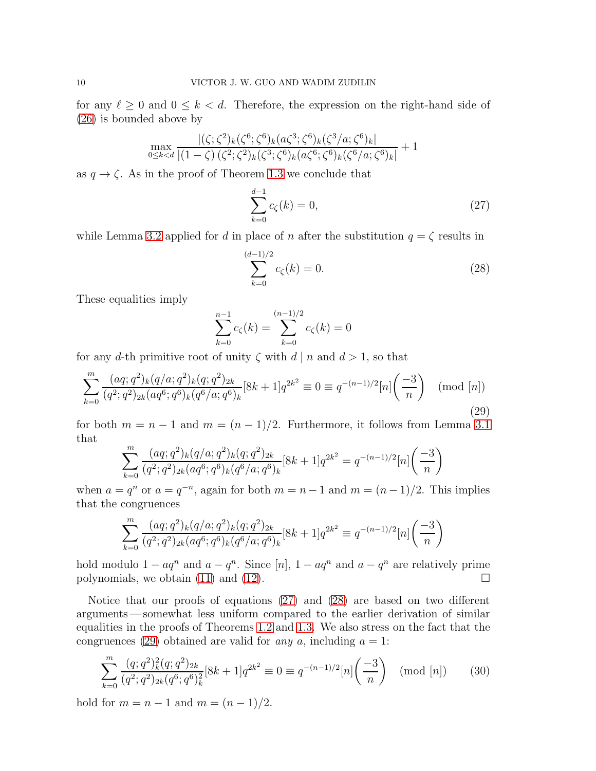for any $\ell \ge 0$ and $0 \le k < d$. Therefore, the expression on the right-hand side of (26) is bounded above by

$$\max_{0\le k<d} \frac{|(\zeta;\zeta^2)_k(\zeta^6;\zeta^6)_k(a\zeta^3;\zeta^6)_k(\zeta^3/a;\zeta^6)_k|}{|(1-\zeta)\,(\zeta^2;\zeta^2)_k(\zeta^3;\zeta^6)_k(a\zeta^6;\zeta^6)_k(\zeta^6/a;\zeta^6)_k|}+1$$

as $q \to \zeta$. As in the proof of Theorem 1.3 we conclude that

$$\sum_{k=0}^{d-1} c_\zeta(k) = 0, \tag{27}$$

while Lemma 3.2 applied for $d$ in place of $n$ after the substitution $q=\zeta$ results in

$$\sum_{k=0}^{(d-1)/2} c_\zeta(k) = 0. \tag{28}$$

These equalities imply

$$\sum_{k=0}^{n-1} c_\zeta(k) = \sum_{k=0}^{(n-1)/2} c_\zeta(k) = 0$$

for any $d$-th primitive root of unity $\zeta$ with $d \mid n$ and $d>1$, so that

$$\sum_{k=0}^{m} \frac{(aq;q^2)_k(q/a;q^2)_k(q;q^2)_{2k}}{(q^2;q^2)_{2k}(aq^6;q^6)_k(q^6/a;q^6)_k}[8k+1]q^{2k^2} \equiv 0 \equiv q^{-(n-1)/2}[n]\biggl(\frac{-3}{n}\biggr) \pmod{[n]} \tag{29}$$

for both $m=n-1$ and $m=(n-1)/2$. Furthermore, it follows from Lemma 3.1 that

$$\sum_{k=0}^{m} \frac{(aq;q^2)_k(q/a;q^2)_k(q;q^2)_{2k}}{(q^2;q^2)_{2k}(aq^6;q^6)_k(q^6/a;q^6)_k}[8k+1]q^{2k^2} = q^{-(n-1)/2}[n]\biggl(\frac{-3}{n}\biggr)$$

when $a=q^n$ or $a=q^{-n}$, again for both $m=n-1$ and $m=(n-1)/2$. This implies that the congruences

$$\sum_{k=0}^{m} \frac{(aq;q^2)_k(q/a;q^2)_k(q;q^2)_{2k}}{(q^2;q^2)_{2k}(aq^6;q^6)_k(q^6/a;q^6)_k}[8k+1]q^{2k^2} \equiv q^{-(n-1)/2}[n]\biggl(\frac{-3}{n}\biggr)$$

hold modulo $1-aq^n$ and $a-q^n$. Since $[n]$, $1-aq^n$ and $a-q^n$ are relatively prime polynomials, we obtain (11) and (12). □

Notice that our proofs of equations (27) and (28) are based on two different arguments — somewhat less uniform compared to the earlier derivation of similar equalities in the proofs of Theorems 1.2 and 1.3. We also stress on the fact that the congruences (29) obtained are valid for *any* $a$, including $a=1$:

$$\sum_{k=0}^{m} \frac{(q;q^2)_k^2(q;q^2)_{2k}}{(q^2;q^2)_{2k}(q^6;q^6)_k^2}[8k+1]q^{2k^2} \equiv 0 \equiv q^{-(n-1)/2}[n]\biggl(\frac{-3}{n}\biggr) \pmod{[n]} \tag{30}$$

hold for $m=n-1$ and $m=(n-1)/2$.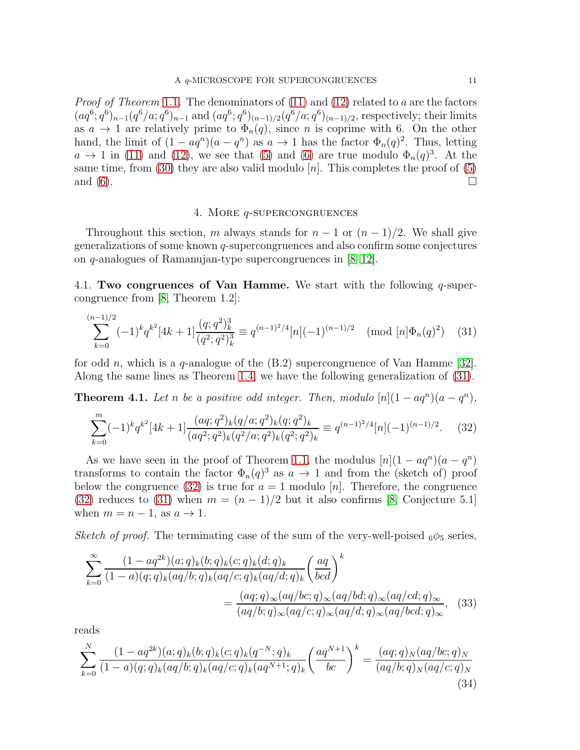*Proof of Theorem* 1.1. The denominators of (11) and (12) related to $a$ are the factors $(aq^6;q^6)_{n-1}(q^6/a;q^6)_{n-1}$ and $(aq^6;q^6)_{(n-1)/2}(q^6/a;q^6)_{(n-1)/2}$, respectively; their limits as $a \to 1$ are relatively prime to $\Phi_n(q)$, since $n$ is coprime with 6. On the other hand, the limit of $(1-aq^n)(a-q^n)$ as $a \to 1$ has the factor $\Phi_n(q)^2$. Thus, letting $a \to 1$ in (11) and (12), we see that (5) and (6) are true modulo $\Phi_n(q)^3$. At the same time, from (30) they are also valid modulo $[n]$. This completes the proof of (5) and (6). □

## 4. More $q$-supercongruences

Throughout this section, $m$ always stands for $n-1$ or $(n-1)/2$. We shall give generalizations of some known $q$-supercongruences and also confirm some conjectures on $q$-analogues of Ramanujan-type supercongruences in [8–12].

### 4.1. Two congruences of Van Hamme.

We start with the following $q$-supercongruence from [8, Theorem 1.2]:

$$\sum_{k=0}^{(n-1)/2} (-1)^k q^{k^2}[4k+1]\frac{(q;q^2)_k^3}{(q^2;q^2)_k^3} \equiv q^{(n-1)^2/4}[n](-1)^{(n-1)/2} \pmod{[n]\Phi_n(q)^2} \tag{31}$$

for odd $n$, which is a $q$-analogue of the (B.2) supercongruence of Van Hamme [32]. Along the same lines as Theorem 1.4, we have the following generalization of (31).

**Theorem 4.1.** *Let $n$ be a positive odd integer. Then, modulo $[n](1-aq^n)(a-q^n)$,*

$$\sum_{k=0}^{m}(-1)^k q^{k^2}[4k+1]\frac{(aq;q^2)_k(q/a;q^2)_k(q;q^2)_k}{(aq^2;q^2)_k(q^2/a;q^2)_k(q^2;q^2)_k} \equiv q^{(n-1)^2/4}[n](-1)^{(n-1)/2}. \tag{32}$$

As we have seen in the proof of Theorem 1.1, the modulus $[n](1-aq^n)(a-q^n)$ transforms to contain the factor $\Phi_n(q)^3$ as $a \to 1$ and from the (sketch of) proof below the congruence (32) is true for $a=1$ modulo $[n]$. Therefore, the congruence (32) reduces to (31) when $m=(n-1)/2$ but it also confirms [8, Conjecture 5.1] when $m=n-1$, as $a \to 1$.

*Sketch of proof.* The terminating case of the sum of the very-well-poised ${}_6\phi_5$ series,

$$\sum_{k=0}^{\infty}\frac{(1-aq^{2k})(a;q)_k(b;q)_k(c;q)_k(d;q)_k}{(1-a)(q;q)_k(aq/b;q)_k(aq/c;q)_k(aq/d;q)_k}\left(\frac{aq}{bcd}\right)^k$$
$$= \frac{(aq;q)_\infty(aq/bc;q)_\infty(aq/bd;q)_\infty(aq/cd;q)_\infty}{(aq/b;q)_\infty(aq/c;q)_\infty(aq/d;q)_\infty(aq/bcd;q)_\infty}, \tag{33}$$

reads

$$\sum_{k=0}^{N}\frac{(1-aq^{2k})(a;q)_k(b;q)_k(c;q)_k(q^{-N};q)_k}{(1-a)(q;q)_k(aq/b;q)_k(aq/c;q)_k(aq^{N+1};q)_k}\left(\frac{aq^{N+1}}{bc}\right)^k = \frac{(aq;q)_N(aq/bc;q)_N}{(aq/b;q)_N(aq/c;q)_N} \tag{34}$$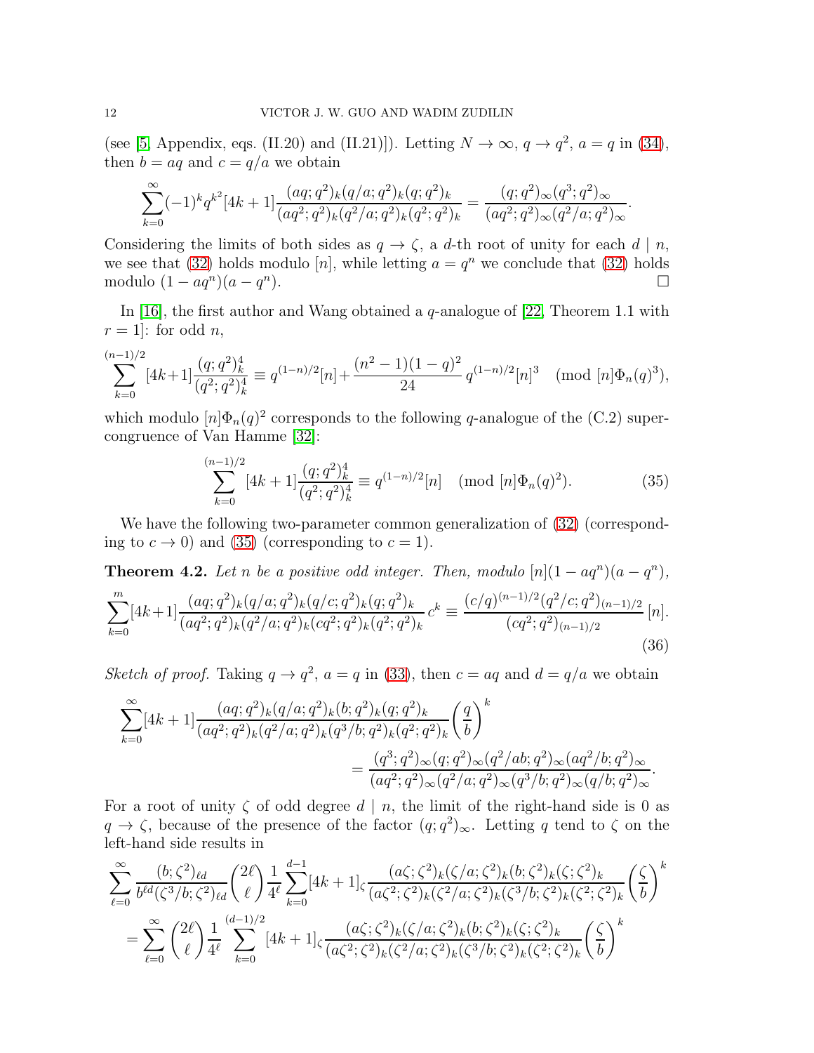(see [5, Appendix, eqs. (II.20) and (II.21)]). Letting $N \to \infty$, $q \to q^2$, $a = q$ in (34), then $b = aq$ and $c = q/a$ we obtain

$$\sum_{k=0}^{\infty} (-1)^k q^{k^2} [4k+1] \frac{(aq;q^2)_k (q/a;q^2)_k (q;q^2)_k}{(aq^2;q^2)_k (q^2/a;q^2)_k (q^2;q^2)_k} = \frac{(q;q^2)_\infty (q^3;q^2)_\infty}{(aq^2;q^2)_\infty (q^2/a;q^2)_\infty}.$$

Considering the limits of both sides as $q \to \zeta$, a $d$-th root of unity for each $d \mid n$, we see that (32) holds modulo $[n]$, while letting $a = q^n$ we conclude that (32) holds modulo $(1 - aq^n)(a - q^n)$. $\square$

In [16], the first author and Wang obtained a $q$-analogue of [22, Theorem 1.1 with $r = 1$]: for odd $n$,

$$\sum_{k=0}^{(n-1)/2} [4k+1] \frac{(q;q^2)_k^4}{(q^2;q^2)_k^4} \equiv q^{(1-n)/2}[n] + \frac{(n^2-1)(1-q)^2}{24} \, q^{(1-n)/2}[n]^3 \pmod{[n]\Phi_n(q)^3},$$

which modulo $[n]\Phi_n(q)^2$ corresponds to the following $q$-analogue of the (C.2) supercongruence of Van Hamme [32]:

$$\sum_{k=0}^{(n-1)/2} [4k+1] \frac{(q;q^2)_k^4}{(q^2;q^2)_k^4} \equiv q^{(1-n)/2}[n] \pmod{[n]\Phi_n(q)^2}. \tag{35}$$

We have the following two-parameter common generalization of (32) (corresponding to $c \to 0$) and (35) (corresponding to $c = 1$).

**Theorem 4.2.** *Let $n$ be a positive odd integer. Then, modulo $[n](1 - aq^n)(a - q^n)$,*

$$\sum_{k=0}^{m} [4k+1] \frac{(aq;q^2)_k (q/a;q^2)_k (q/c;q^2)_k (q;q^2)_k}{(aq^2;q^2)_k (q^2/a;q^2)_k (cq^2;q^2)_k (q^2;q^2)_k} c^k \equiv \frac{(c/q)^{(n-1)/2} (q^2/c;q^2)_{(n-1)/2}}{(cq^2;q^2)_{(n-1)/2}} \, [n]. \tag{36}$$

*Sketch of proof.* Taking $q \to q^2$, $a = q$ in (33), then $c = aq$ and $d = q/a$ we obtain

$$\sum_{k=0}^{\infty} [4k+1] \frac{(aq;q^2)_k (q/a;q^2)_k (b;q^2)_k (q;q^2)_k}{(aq^2;q^2)_k (q^2/a;q^2)_k (q^3/b;q^2)_k (q^2;q^2)_k} \left(\frac{q}{b}\right)^k$$
$$= \frac{(q^3;q^2)_\infty (q;q^2)_\infty (q^2/ab;q^2)_\infty (aq^2/b;q^2)_\infty}{(aq^2;q^2)_\infty (q^2/a;q^2)_\infty (q^3/b;q^2)_\infty (q/b;q^2)_\infty}.$$

For a root of unity $\zeta$ of odd degree $d \mid n$, the limit of the right-hand side is 0 as $q \to \zeta$, because of the presence of the factor $(q;q^2)_\infty$. Letting $q$ tend to $\zeta$ on the left-hand side results in

$$\sum_{\ell=0}^{\infty} \frac{(b;\zeta^2)_{\ell d}}{b^{\ell d} (\zeta^3/b;\zeta^2)_{\ell d}} \binom{2\ell}{\ell} \frac{1}{4^\ell} \sum_{k=0}^{d-1} [4k+1]_\zeta \frac{(a\zeta;\zeta^2)_k (\zeta/a;\zeta^2)_k (b;\zeta^2)_k (\zeta;\zeta^2)_k}{(a\zeta^2;\zeta^2)_k (\zeta^2/a;\zeta^2)_k (\zeta^3/b;\zeta^2)_k (\zeta^2;\zeta^2)_k} \left(\frac{\zeta}{b}\right)^k$$
$$= \sum_{\ell=0}^{\infty} \binom{2\ell}{\ell} \frac{1}{4^\ell} \sum_{k=0}^{(d-1)/2} [4k+1]_\zeta \frac{(a\zeta;\zeta^2)_k (\zeta/a;\zeta^2)_k (b;\zeta^2)_k (\zeta;\zeta^2)_k}{(a\zeta^2;\zeta^2)_k (\zeta^2/a;\zeta^2)_k (\zeta^3/b;\zeta^2)_k (\zeta^2;\zeta^2)_k} \left(\frac{\zeta}{b}\right)^k$$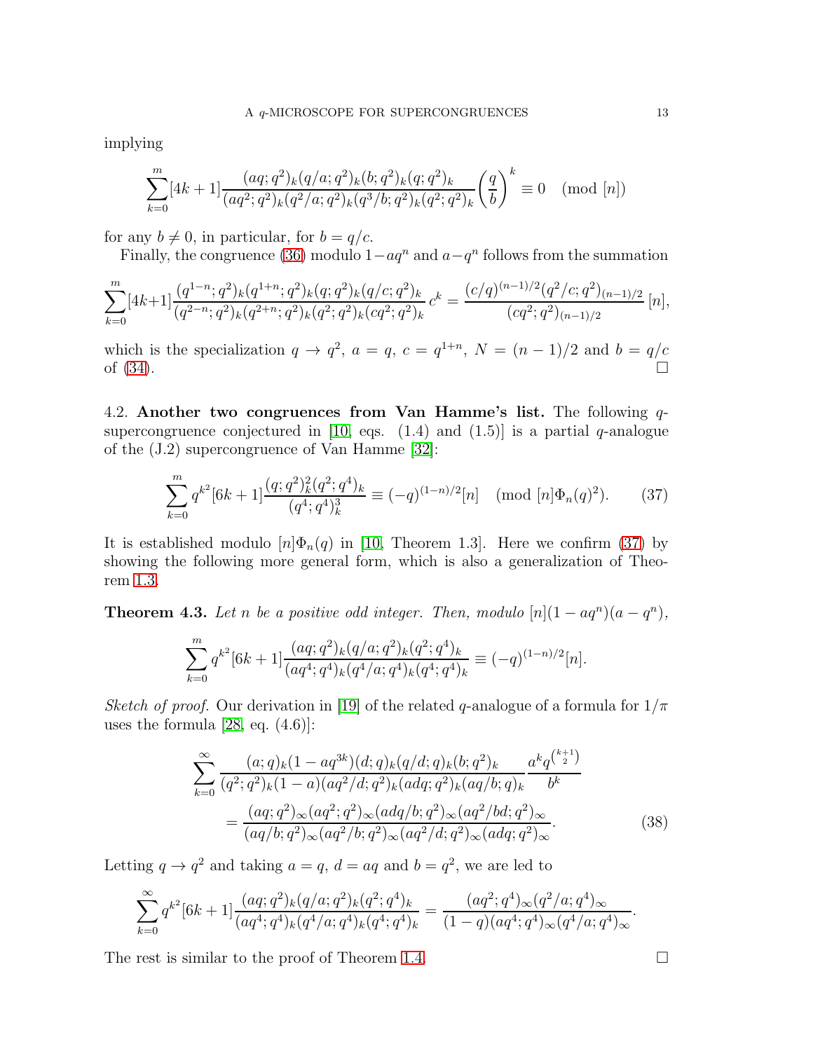implying

$$\sum_{k=0}^{m}[4k+1]\frac{(aq;q^2)_k(q/a;q^2)_k(b;q^2)_k(q;q^2)_k}{(aq^2;q^2)_k(q^2/a;q^2)_k(q^3/b;q^2)_k(q^2;q^2)_k}\left(\frac{q}{b}\right)^k \equiv 0 \pmod{[n]}$$

for any $b \neq 0$, in particular, for $b = q/c$.

Finally, the congruence (36) modulo $1-aq^n$ and $a-q^n$ follows from the summation

$$\sum_{k=0}^{m}[4k+1]\frac{(q^{1-n};q^2)_k(q^{1+n};q^2)_k(q;q^2)_k(q/c;q^2)_k}{(q^{2-n};q^2)_k(q^{2+n};q^2)_k(q^2;q^2)_k(cq^2;q^2)_k}c^k = \frac{(c/q)^{(n-1)/2}(q^2/c;q^2)_{(n-1)/2}}{(cq^2;q^2)_{(n-1)/2}}[n],$$

which is the specialization $q \to q^2$, $a = q$, $c = q^{1+n}$, $N = (n-1)/2$ and $b = q/c$ of (34). $\square$

### 4.2. Another two congruences from Van Hamme's list.

The following $q$-supercongruence conjectured in [10, eqs. (1.4) and (1.5)] is a partial $q$-analogue of the (J.2) supercongruence of Van Hamme [32]:

$$\sum_{k=0}^{m} q^{k^2}[6k+1]\frac{(q;q^2)_k^2(q^2;q^4)_k}{(q^4;q^4)_k^3} \equiv (-q)^{(1-n)/2}[n] \pmod{[n]\Phi_n(q)^2}. \tag{37}$$

It is established modulo $[n]\Phi_n(q)$ in [10, Theorem 1.3]. Here we confirm (37) by showing the following more general form, which is also a generalization of Theorem 1.3.

**Theorem 4.3.** *Let $n$ be a positive odd integer. Then, modulo $[n](1-aq^n)(a-q^n)$,*

$$\sum_{k=0}^{m} q^{k^2}[6k+1]\frac{(aq;q^2)_k(q/a;q^2)_k(q^2;q^4)_k}{(aq^4;q^4)_k(q^4/a;q^4)_k(q^4;q^4)_k} \equiv (-q)^{(1-n)/2}[n].$$

*Sketch of proof.* Our derivation in [19] of the related $q$-analogue of a formula for $1/\pi$ uses the formula [28, eq. (4.6)]:

$$\begin{aligned}\sum_{k=0}^{\infty}\frac{(a;q)_k(1-aq^{3k})(d;q)_k(q/d;q)_k(b;q^2)_k}{(q^2;q^2)_k(1-a)(aq^2/d;q^2)_k(adq;q^2)_k(aq/b;q)_k}\frac{a^kq^{\binom{k+1}{2}}}{b^k}&\\ = \frac{(aq;q^2)_\infty(aq^2;q^2)_\infty(adq/b;q^2)_\infty(aq^2/bd;q^2)_\infty}{(aq/b;q^2)_\infty(aq^2/b;q^2)_\infty(aq^2/d;q^2)_\infty(adq;q^2)_\infty}.&\end{aligned} \tag{38}$$

Letting $q \to q^2$ and taking $a = q$, $d = aq$ and $b = q^2$, we are led to

$$\sum_{k=0}^{\infty} q^{k^2}[6k+1]\frac{(aq;q^2)_k(q/a;q^2)_k(q^2;q^4)_k}{(aq^4;q^4)_k(q^4/a;q^4)_k(q^4;q^4)_k} = \frac{(aq^2;q^4)_\infty(q^2/a;q^4)_\infty}{(1-q)(aq^4;q^4)_\infty(q^4/a;q^4)_\infty}.$$

The rest is similar to the proof of Theorem 1.4. $\square$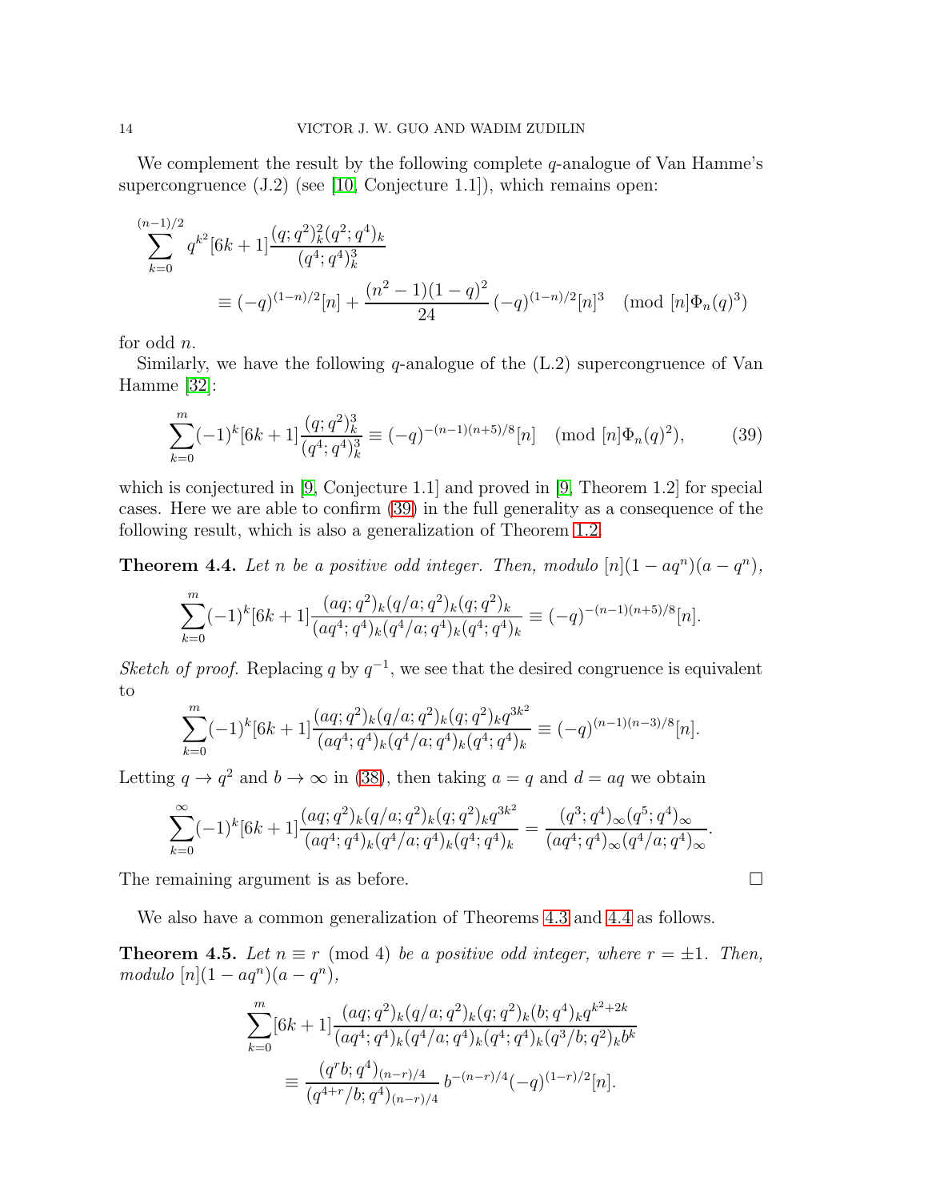We complement the result by the following complete $q$-analogue of Van Hamme's supercongruence (J.2) (see [10, Conjecture 1.1]), which remains open:

$$\sum_{k=0}^{(n-1)/2} q^{k^2}[6k+1]\frac{(q;q^2)_k^2(q^2;q^4)_k}{(q^4;q^4)_k^3} \equiv (-q)^{(1-n)/2}[n] + \frac{(n^2-1)(1-q)^2}{24}(-q)^{(1-n)/2}[n]^3 \pmod{[n]\Phi_n(q)^3}$$

for odd $n$.

Similarly, we have the following $q$-analogue of the (L.2) supercongruence of Van Hamme [32]:

$$\sum_{k=0}^{m}(-1)^k[6k+1]\frac{(q;q^2)_k^3}{(q^4;q^4)_k^3} \equiv (-q)^{-(n-1)(n+5)/8}[n] \pmod{[n]\Phi_n(q)^2}, \tag{39}$$

which is conjectured in [9, Conjecture 1.1] and proved in [9, Theorem 1.2] for special cases. Here we are able to confirm (39) in the full generality as a consequence of the following result, which is also a generalization of Theorem 1.2.

**Theorem 4.4.** *Let $n$ be a positive odd integer. Then, modulo $[n](1-aq^n)(a-q^n)$,*

$$\sum_{k=0}^{m}(-1)^k[6k+1]\frac{(aq;q^2)_k(q/a;q^2)_k(q;q^2)_k}{(aq^4;q^4)_k(q^4/a;q^4)_k(q^4;q^4)_k} \equiv (-q)^{-(n-1)(n+5)/8}[n].$$

*Sketch of proof.* Replacing $q$ by $q^{-1}$, we see that the desired congruence is equivalent to

$$\sum_{k=0}^{m}(-1)^k[6k+1]\frac{(aq;q^2)_k(q/a;q^2)_k(q;q^2)_k q^{3k^2}}{(aq^4;q^4)_k(q^4/a;q^4)_k(q^4;q^4)_k} \equiv (-q)^{(n-1)(n-3)/8}[n].$$

Letting $q\to q^2$ and $b\to\infty$ in (38), then taking $a=q$ and $d=aq$ we obtain

$$\sum_{k=0}^{\infty}(-1)^k[6k+1]\frac{(aq;q^2)_k(q/a;q^2)_k(q;q^2)_k q^{3k^2}}{(aq^4;q^4)_k(q^4/a;q^4)_k(q^4;q^4)_k} = \frac{(q^3;q^4)_\infty(q^5;q^4)_\infty}{(aq^4;q^4)_\infty(q^4/a;q^4)_\infty}.$$

The remaining argument is as before. □

We also have a common generalization of Theorems 4.3 and 4.4 as follows.

**Theorem 4.5.** *Let $n\equiv r \pmod 4$ be a positive odd integer, where $r=\pm1$. Then, modulo $[n](1-aq^n)(a-q^n)$,*

$$\sum_{k=0}^{m}[6k+1]\frac{(aq;q^2)_k(q/a;q^2)_k(q;q^2)_k(b;q^4)_k q^{k^2+2k}}{(aq^4;q^4)_k(q^4/a;q^4)_k(q^4;q^4)_k(q^3/b;q^2)_k b^k} \equiv \frac{(q^r b;q^4)_{(n-r)/4}}{(q^{4+r}/b;q^4)_{(n-r)/4}}\, b^{-(n-r)/4}(-q)^{(1-r)/2}[n].$$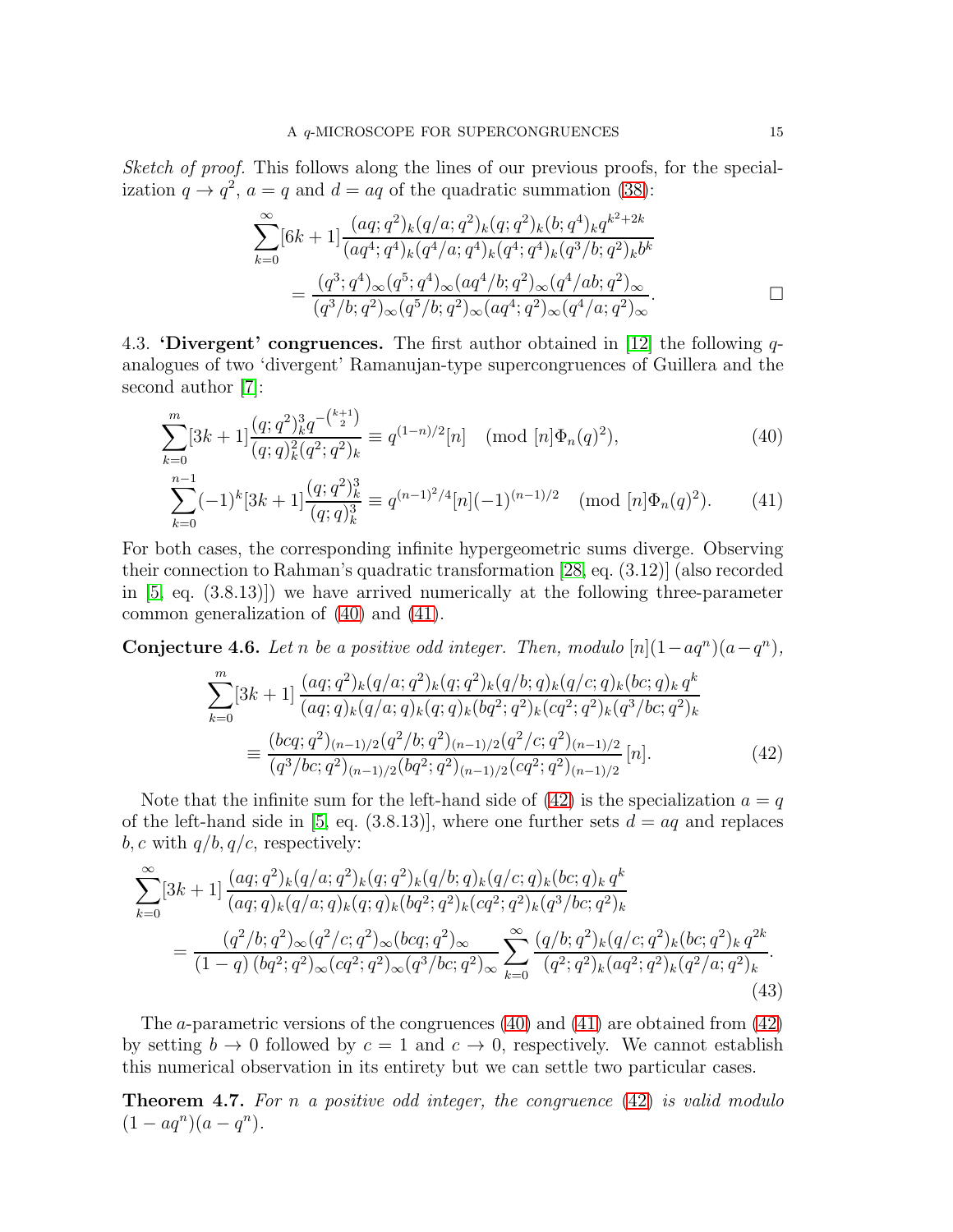*Sketch of proof.* This follows along the lines of our previous proofs, for the specialization $q \to q^2$, $a = q$ and $d = aq$ of the quadratic summation (38):

$$\sum_{k=0}^{\infty}[6k+1]\frac{(aq;q^2)_k(q/a;q^2)_k(q;q^2)_k(b;q^4)_k q^{k^2+2k}}{(aq^4;q^4)_k(q^4/a;q^4)_k(q^4;q^4)_k(q^3/b;q^2)_k b^k}$$
$$= \frac{(q^3;q^4)_\infty(q^5;q^4)_\infty(aq^4/b;q^2)_\infty(q^4/ab;q^2)_\infty}{(q^3/b;q^2)_\infty(q^5/b;q^2)_\infty(aq^4;q^2)_\infty(q^4/a;q^2)_\infty}. \qquad \square$$

4.3. **'Divergent' congruences.** The first author obtained in [12] the following $q$-analogues of two 'divergent' Ramanujan-type supercongruences of Guillera and the second author [7]:

$$\sum_{k=0}^{m}[3k+1]\frac{(q;q^2)_k^3 q^{-\binom{k+1}{2}}}{(q;q)_k^2(q^2;q^2)_k} \equiv q^{(1-n)/2}[n] \pmod{[n]\Phi_n(q)^2}, \tag{40}$$

$$\sum_{k=0}^{n-1}(-1)^k[3k+1]\frac{(q;q^2)_k^3}{(q;q)_k^3} \equiv q^{(n-1)^2/4}[n](-1)^{(n-1)/2} \pmod{[n]\Phi_n(q)^2}. \tag{41}$$

For both cases, the corresponding infinite hypergeometric sums diverge. Observing their connection to Rahman's quadratic transformation [28, eq. (3.12)] (also recorded in [5, eq. (3.8.13)]) we have arrived numerically at the following three-parameter common generalization of (40) and (41).

**Conjecture 4.6.** *Let $n$ be a positive odd integer. Then, modulo $[n](1-aq^n)(a-q^n)$,*

$$\sum_{k=0}^{m}[3k+1]\,\frac{(aq;q^2)_k(q/a;q^2)_k(q;q^2)_k(q/b;q)_k(q/c;q)_k(bc;q)_k\,q^k}{(aq;q)_k(q/a;q)_k(q;q)_k(bq^2;q^2)_k(cq^2;q^2)_k(q^3/bc;q^2)_k}$$
$$\equiv \frac{(bcq;q^2)_{(n-1)/2}(q^2/b;q^2)_{(n-1)/2}(q^2/c;q^2)_{(n-1)/2}}{(q^3/bc;q^2)_{(n-1)/2}(bq^2;q^2)_{(n-1)/2}(cq^2;q^2)_{(n-1)/2}}\,[n]. \tag{42}$$

Note that the infinite sum for the left-hand side of (42) is the specialization $a = q$ of the left-hand side in [5, eq. (3.8.13)], where one further sets $d = aq$ and replaces $b, c$ with $q/b, q/c$, respectively:

$$\sum_{k=0}^{\infty}[3k+1]\,\frac{(aq;q^2)_k(q/a;q^2)_k(q;q^2)_k(q/b;q)_k(q/c;q)_k(bc;q)_k\,q^k}{(aq;q)_k(q/a;q)_k(q;q)_k(bq^2;q^2)_k(cq^2;q^2)_k(q^3/bc;q^2)_k}$$
$$= \frac{(q^2/b;q^2)_\infty(q^2/c;q^2)_\infty(bcq;q^2)_\infty}{(1-q)\,(bq^2;q^2)_\infty(cq^2;q^2)_\infty(q^3/bc;q^2)_\infty}\sum_{k=0}^{\infty}\frac{(q/b;q^2)_k(q/c;q^2)_k(bc;q^2)_k\,q^{2k}}{(q^2;q^2)_k(aq^2;q^2)_k(q^2/a;q^2)_k}. \tag{43}$$

The $a$-parametric versions of the congruences (40) and (41) are obtained from (42) by setting $b \to 0$ followed by $c = 1$ and $c \to 0$, respectively. We cannot establish this numerical observation in its entirety but we can settle two particular cases.

**Theorem 4.7.** *For $n$ a positive odd integer, the congruence (42) is valid modulo $(1-aq^n)(a-q^n)$.*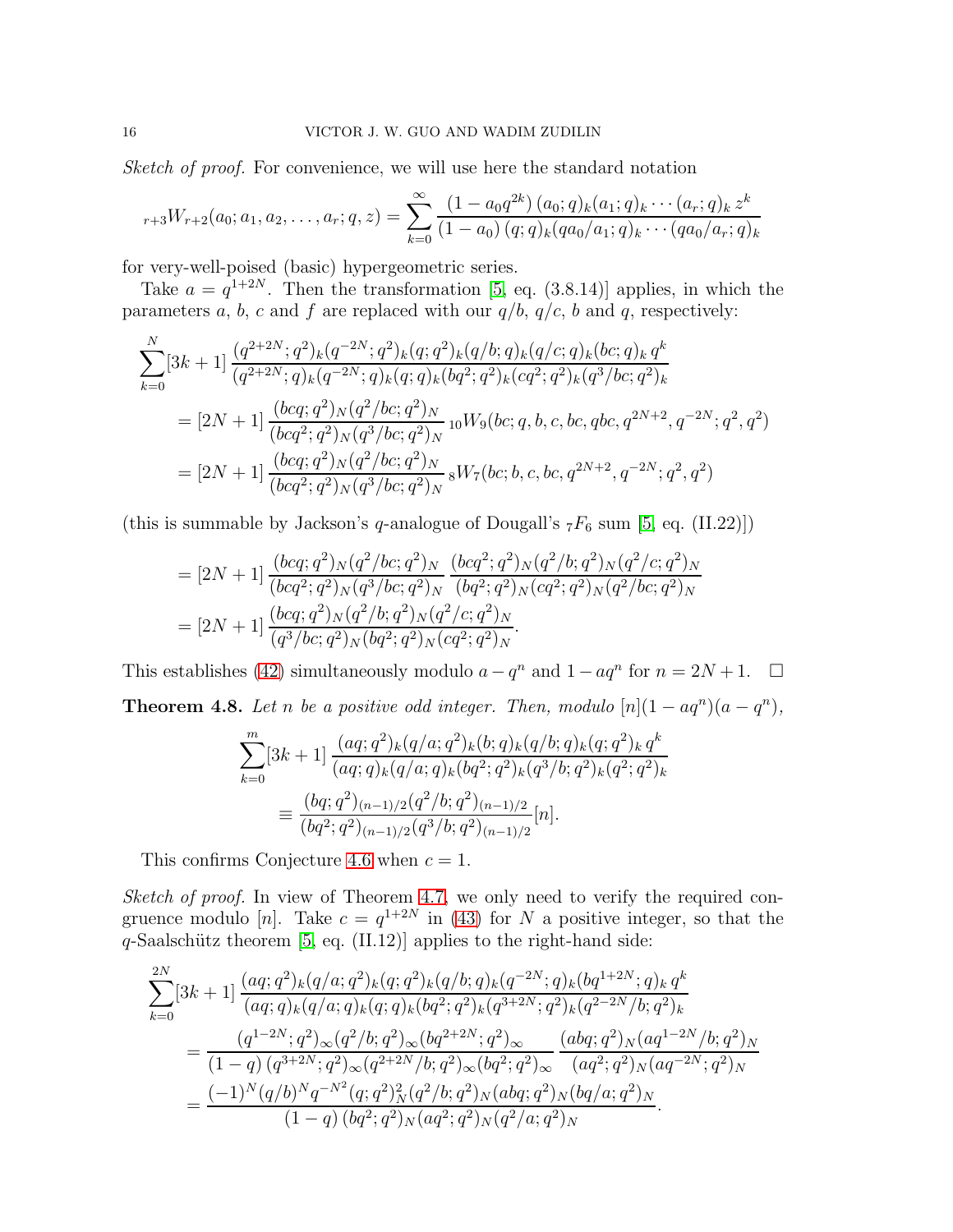*Sketch of proof.* For convenience, we will use here the standard notation

$$
{}_{r+3}W_{r+2}(a_0; a_1, a_2, \dots, a_r; q, z) = \sum_{k=0}^{\infty} \frac{(1-a_0q^{2k})\,(a_0;q)_k(a_1;q)_k\cdots(a_r;q)_k\,z^k}{(1-a_0)\,(q;q)_k(qa_0/a_1;q)_k\cdots(qa_0/a_r;q)_k}
$$

for very-well-poised (basic) hypergeometric series.

Take $a = q^{1+2N}$. Then the transformation [5, eq. (3.8.14)] applies, in which the parameters $a$, $b$, $c$ and $f$ are replaced with our $q/b$, $q/c$, $b$ and $q$, respectively:

$$
\begin{aligned}
\sum_{k=0}^{N}&[3k+1]\,\frac{(q^{2+2N};q^2)_k(q^{-2N};q^2)_k(q;q^2)_k(q/b;q)_k(q/c;q)_k(bc;q)_k\,q^k}{(q^{2+2N};q)_k(q^{-2N};q)_k(q;q)_k(bq^2;q^2)_k(cq^2;q^2)_k(q^3/bc;q^2)_k} \\
&= [2N+1]\,\frac{(bcq;q^2)_N(q^2/bc;q^2)_N}{(bcq^2;q^2)_N(q^3/bc;q^2)_N}\,{}_{10}W_9(bc;q,b,c,bc,qbc,q^{2N+2},q^{-2N};q^2,q^2) \\
&= [2N+1]\,\frac{(bcq;q^2)_N(q^2/bc;q^2)_N}{(bcq^2;q^2)_N(q^3/bc;q^2)_N}\,{}_{8}W_7(bc;b,c,bc,q^{2N+2},q^{-2N};q^2,q^2)
\end{aligned}
$$

(this is summable by Jackson's $q$-analogue of Dougall's ${}_7F_6$ sum [5, eq. (II.22)])

$$
\begin{aligned}
&= [2N+1]\,\frac{(bcq;q^2)_N(q^2/bc;q^2)_N}{(bcq^2;q^2)_N(q^3/bc;q^2)_N}\,\frac{(bcq^2;q^2)_N(q^2/b;q^2)_N(q^2/c;q^2)_N}{(bq^2;q^2)_N(cq^2;q^2)_N(q^2/bc;q^2)_N} \\
&= [2N+1]\,\frac{(bcq;q^2)_N(q^2/b;q^2)_N(q^2/c;q^2)_N}{(q^3/bc;q^2)_N(bq^2;q^2)_N(cq^2;q^2)_N}.
\end{aligned}
$$

This establishes (42) simultaneously modulo $a-q^n$ and $1-aq^n$ for $n=2N+1$. $\square$

**Theorem 4.8.** *Let $n$ be a positive odd integer. Then, modulo $[n](1-aq^n)(a-q^n)$,*

$$
\begin{aligned}
\sum_{k=0}^{m}[3k+1]\,&\frac{(aq;q^2)_k(q/a;q^2)_k(b;q)_k(q/b;q)_k(q;q^2)_k\,q^k}{(aq;q)_k(q/a;q)_k(bq^2;q^2)_k(q^3/b;q^2)_k(q^2;q^2)_k} \\
&\equiv \frac{(bq;q^2)_{(n-1)/2}(q^2/b;q^2)_{(n-1)/2}}{(bq^2;q^2)_{(n-1)/2}(q^3/b;q^2)_{(n-1)/2}}[n].
\end{aligned}
$$

This confirms Conjecture 4.6 when $c=1$.

*Sketch of proof.* In view of Theorem 4.7, we only need to verify the required congruence modulo $[n]$. Take $c=q^{1+2N}$ in (43) for $N$ a positive integer, so that the $q$-Saalschütz theorem [5, eq. (II.12)] applies to the right-hand side:

$$
\begin{aligned}
\sum_{k=0}^{2N}&[3k+1]\,\frac{(aq;q^2)_k(q/a;q^2)_k(q;q^2)_k(q/b;q)_k(q^{-2N};q)_k(bq^{1+2N};q)_k\,q^k}{(aq;q)_k(q/a;q)_k(q;q)_k(bq^2;q^2)_k(q^{3+2N};q^2)_k(q^{2-2N}/b;q^2)_k} \\
&= \frac{(q^{1-2N};q^2)_\infty(q^2/b;q^2)_\infty(bq^{2+2N};q^2)_\infty}{(1-q)\,(q^{3+2N};q^2)_\infty(q^{2+2N}/b;q^2)_\infty(bq^2;q^2)_\infty}\,\frac{(abq;q^2)_N(aq^{1-2N}/b;q^2)_N}{(aq^2;q^2)_N(aq^{-2N};q^2)_N} \\
&= \frac{(-1)^N(q/b)^Nq^{-N^2}(q;q^2)_N^2(q^2/b;q^2)_N(abq;q^2)_N(bq/a;q^2)_N}{(1-q)\,(bq^2;q^2)_N(aq^2;q^2)_N(q^2/a;q^2)_N}.
\end{aligned}
$$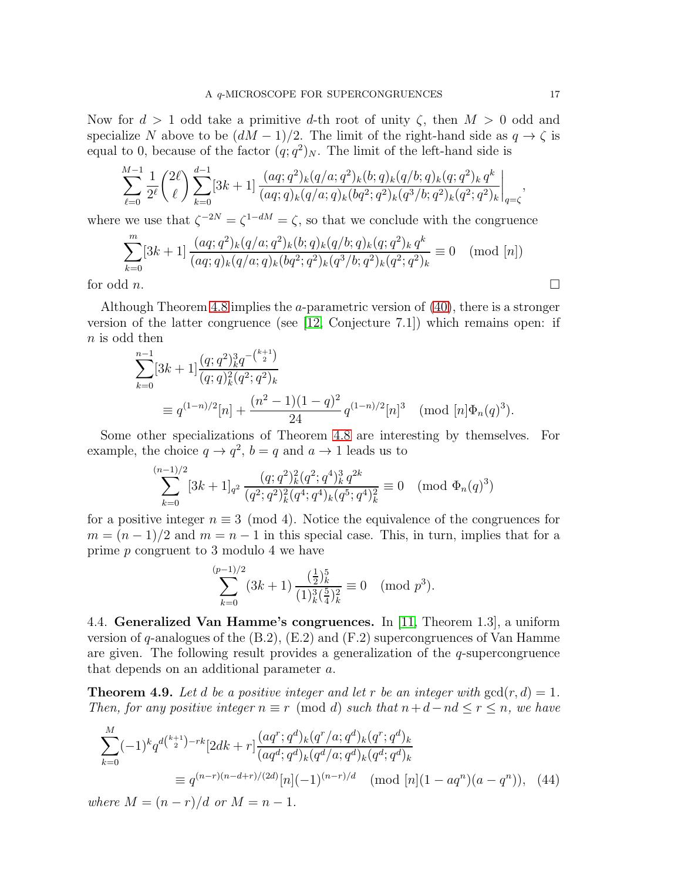Now for $d > 1$ odd take a primitive $d$-th root of unity $\zeta$, then $M > 0$ odd and specialize $N$ above to be $(dM-1)/2$. The limit of the right-hand side as $q \to \zeta$ is equal to 0, because of the factor $(q;q^2)_N$. The limit of the left-hand side is

$$\sum_{\ell=0}^{M-1} \frac{1}{2^\ell}\binom{2\ell}{\ell} \sum_{k=0}^{d-1} [3k+1] \frac{(aq;q^2)_k (q/a;q^2)_k (b;q)_k (q/b;q)_k (q;q^2)_k\, q^k}{(aq;q)_k (q/a;q)_k (bq^2;q^2)_k (q^3/b;q^2)_k (q^2;q^2)_k}\bigg|_{q=\zeta},$$

where we use that $\zeta^{-2N} = \zeta^{1-dM} = \zeta$, so that we conclude with the congruence

$$\sum_{k=0}^{m} [3k+1] \frac{(aq;q^2)_k (q/a;q^2)_k (b;q)_k (q/b;q)_k (q;q^2)_k\, q^k}{(aq;q)_k (q/a;q)_k (bq^2;q^2)_k (q^3/b;q^2)_k (q^2;q^2)_k} \equiv 0 \pmod{[n]}$$

for odd $n$. □

Although Theorem 4.8 implies the $a$-parametric version of (40), there is a stronger version of the latter congruence (see [12, Conjecture 7.1]) which remains open: if $n$ is odd then

$$\sum_{k=0}^{n-1} [3k+1] \frac{(q;q^2)_k^3 q^{-\binom{k+1}{2}}}{(q;q)_k^2 (q^2;q^2)_k}$$
$$\equiv q^{(1-n)/2}[n] + \frac{(n^2-1)(1-q)^2}{24}\, q^{(1-n)/2}[n]^3 \pmod{[n]\Phi_n(q)^3}.$$

Some other specializations of Theorem 4.8 are interesting by themselves. For example, the choice $q \to q^2$, $b = q$ and $a \to 1$ leads us to

$$\sum_{k=0}^{(n-1)/2} [3k+1]_{q^2} \frac{(q;q^2)_k^2 (q^2;q^4)_k^3\, q^{2k}}{(q^2;q^2)_k^2 (q^4;q^4)_k (q^5;q^4)_k^2} \equiv 0 \pmod{\Phi_n(q)^3}$$

for a positive integer $n \equiv 3 \pmod 4$. Notice the equivalence of the congruences for $m = (n-1)/2$ and $m = n-1$ in this special case. This, in turn, implies that for a prime $p$ congruent to 3 modulo 4 we have

$$\sum_{k=0}^{(p-1)/2} (3k+1) \frac{(\frac12)_k^5}{(1)_k^3 (\frac54)_k^2} \equiv 0 \pmod{p^3}.$$

4.4. **Generalized Van Hamme's congruences.** In [11, Theorem 1.3], a uniform version of $q$-analogues of the (B.2), (E.2) and (F.2) supercongruences of Van Hamme are given. The following result provides a generalization of the $q$-supercongruence that depends on an additional parameter $a$.

**Theorem 4.9.** *Let $d$ be a positive integer and let $r$ be an integer with $\gcd(r,d) = 1$. Then, for any positive integer $n \equiv r \pmod d$ such that $n + d - nd \le r \le n$, we have*

$$\sum_{k=0}^{M} (-1)^k q^{d\binom{k+1}{2} - rk} [2dk + r] \frac{(aq^r;q^d)_k (q^r/a;q^d)_k (q^r;q^d)_k}{(aq^d;q^d)_k (q^d/a;q^d)_k (q^d;q^d)_k}$$
$$\equiv q^{(n-r)(n-d+r)/(2d)} [n] (-1)^{(n-r)/d} \pmod{[n](1-aq^n)(a-q^n)}, \quad (44)$$

*where $M = (n-r)/d$ or $M = n-1$.*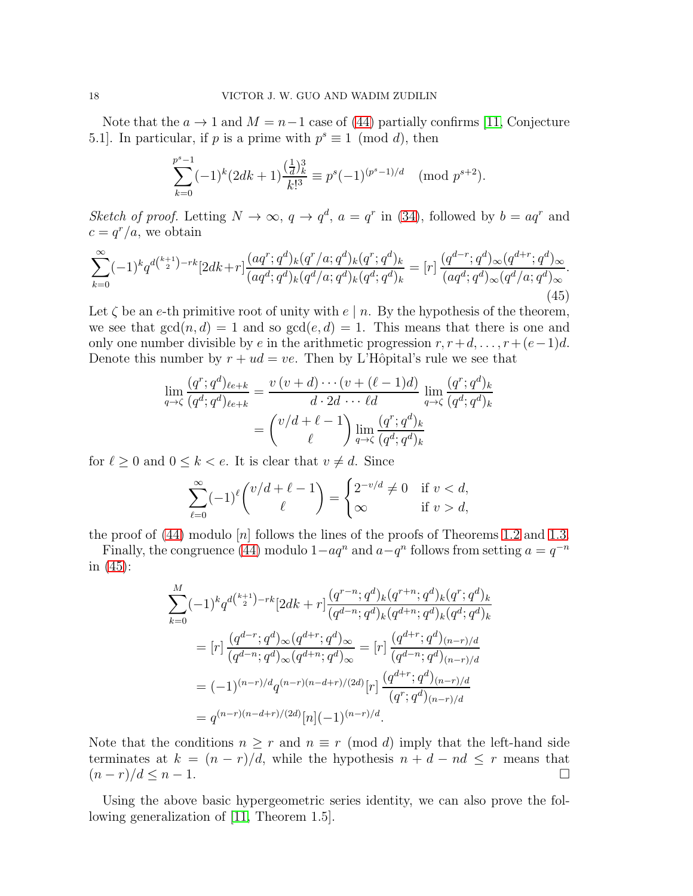Note that the $a\to 1$ and $M=n-1$ case of (44) partially confirms [11, Conjecture 5.1]. In particular, if $p$ is a prime with $p^s\equiv 1 \pmod d$, then

$$\sum_{k=0}^{p^s-1}(-1)^k(2dk+1)\frac{(\frac{1}{d})_k^3}{k!^3}\equiv p^s(-1)^{(p^s-1)/d} \pmod{p^{s+2}}.$$

*Sketch of proof.* Letting $N\to\infty$, $q\to q^d$, $a=q^r$ in (34), followed by $b=aq^r$ and $c=q^r/a$, we obtain

$$\sum_{k=0}^{\infty}(-1)^k q^{d\binom{k+1}{2}-rk}[2dk+r]\frac{(aq^r;q^d)_k(q^r/a;q^d)_k(q^r;q^d)_k}{(aq^d;q^d)_k(q^d/a;q^d)_k(q^d;q^d)_k}=[r]\,\frac{(q^{d-r};q^d)_\infty(q^{d+r};q^d)_\infty}{(aq^d;q^d)_\infty(q^d/a;q^d)_\infty}. \tag{45}$$

Let $\zeta$ be an $e$-th primitive root of unity with $e\mid n$. By the hypothesis of the theorem, we see that $\gcd(n,d)=1$ and so $\gcd(e,d)=1$. This means that there is one and only one number divisible by $e$ in the arithmetic progression $r,r+d,\dots,r+(e-1)d$. Denote this number by $r+ud=ve$. Then by L'Hôpital's rule we see that

$$\begin{aligned}
\lim_{q\to\zeta}\frac{(q^r;q^d)_{\ell e+k}}{(q^d;q^d)_{\ell e+k}}&=\frac{v\,(v+d)\cdots(v+(\ell-1)d)}{d\cdot 2d\,\cdots\,\ell d}\,\lim_{q\to\zeta}\frac{(q^r;q^d)_k}{(q^d;q^d)_k}\\
&=\binom{v/d+\ell-1}{\ell}\lim_{q\to\zeta}\frac{(q^r;q^d)_k}{(q^d;q^d)_k}
\end{aligned}$$

for $\ell\ge 0$ and $0\le k<e$. It is clear that $v\ne d$. Since

$$\sum_{\ell=0}^{\infty}(-1)^\ell\binom{v/d+\ell-1}{\ell}=\begin{cases}2^{-v/d}\ne 0 & \text{if } v<d,\\ \infty & \text{if } v>d,\end{cases}$$

the proof of (44) modulo $[n]$ follows the lines of the proofs of Theorems 1.2 and 1.3.

Finally, the congruence (44) modulo $1-aq^n$ and $a-q^n$ follows from setting $a=q^{-n}$ in (45):

$$\begin{aligned}
&\sum_{k=0}^{M}(-1)^k q^{d\binom{k+1}{2}-rk}[2dk+r]\frac{(q^{r-n};q^d)_k(q^{r+n};q^d)_k(q^r;q^d)_k}{(q^{d-n};q^d)_k(q^{d+n};q^d)_k(q^d;q^d)_k}\\
&\quad=[r]\,\frac{(q^{d-r};q^d)_\infty(q^{d+r};q^d)_\infty}{(q^{d-n};q^d)_\infty(q^{d+n};q^d)_\infty}=[r]\,\frac{(q^{d+r};q^d)_{(n-r)/d}}{(q^{d-n};q^d)_{(n-r)/d}}\\
&\quad=(-1)^{(n-r)/d}q^{(n-r)(n-d+r)/(2d)}[r]\,\frac{(q^{d+r};q^d)_{(n-r)/d}}{(q^r;q^d)_{(n-r)/d}}\\
&\quad=q^{(n-r)(n-d+r)/(2d)}[n](-1)^{(n-r)/d}.
\end{aligned}$$

Note that the conditions $n\ge r$ and $n\equiv r \pmod d$ imply that the left-hand side terminates at $k=(n-r)/d$, while the hypothesis $n+d-nd\le r$ means that $(n-r)/d\le n-1$. $\square$

Using the above basic hypergeometric series identity, we can also prove the following generalization of [11, Theorem 1.5].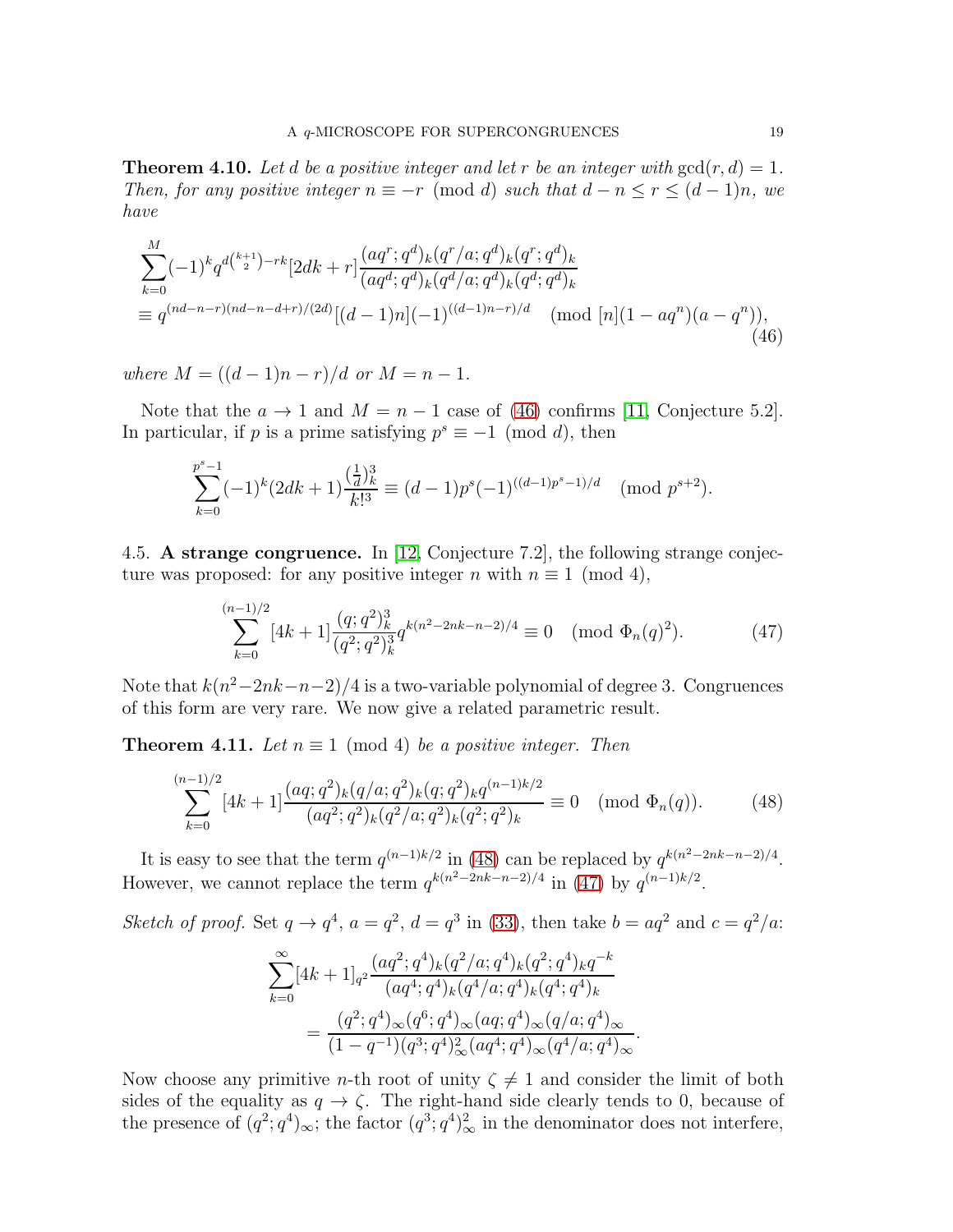**Theorem 4.10.** *Let $d$ be a positive integer and let $r$ be an integer with $\gcd(r,d)=1$. Then, for any positive integer $n\equiv -r \pmod d$ such that $d-n\le r\le (d-1)n$, we have*

$$
\begin{aligned}
&\sum_{k=0}^{M}(-1)^k q^{d\binom{k+1}{2}-rk}[2dk+r]\frac{(aq^r;q^d)_k(q^r/a;q^d)_k(q^r;q^d)_k}{(aq^d;q^d)_k(q^d/a;q^d)_k(q^d;q^d)_k}\\
&\equiv q^{(nd-n-r)(nd-n-d+r)/(2d)}[(d-1)n](-1)^{((d-1)n-r)/d} \pmod{[n](1-aq^n)(a-q^n)},
\end{aligned}
\tag{46}
$$

*where $M=((d-1)n-r)/d$ or $M=n-1$.*

Note that the $a\to 1$ and $M=n-1$ case of (46) confirms [11, Conjecture 5.2]. In particular, if $p$ is a prime satisfying $p^s\equiv -1 \pmod d$, then

$$
\sum_{k=0}^{p^s-1}(-1)^k(2dk+1)\frac{(\frac{1}{d})_k^3}{k!^3}\equiv (d-1)p^s(-1)^{((d-1)p^s-1)/d} \pmod{p^{s+2}}.
$$

## 4.5. A strange congruence.

In [12, Conjecture 7.2], the following strange conjecture was proposed: for any positive integer $n$ with $n\equiv 1 \pmod 4$,

$$
\sum_{k=0}^{(n-1)/2}[4k+1]\frac{(q;q^2)_k^3}{(q^2;q^2)_k^3}q^{k(n^2-2nk-n-2)/4}\equiv 0 \pmod{\Phi_n(q)^2}. \tag{47}
$$

Note that $k(n^2-2nk-n-2)/4$ is a two-variable polynomial of degree 3. Congruences of this form are very rare. We now give a related parametric result.

**Theorem 4.11.** *Let $n\equiv 1 \pmod 4$ be a positive integer. Then*

$$
\sum_{k=0}^{(n-1)/2}[4k+1]\frac{(aq;q^2)_k(q/a;q^2)_k(q;q^2)_k q^{(n-1)k/2}}{(aq^2;q^2)_k(q^2/a;q^2)_k(q^2;q^2)_k}\equiv 0 \pmod{\Phi_n(q)}. \tag{48}
$$

It is easy to see that the term $q^{(n-1)k/2}$ in (48) can be replaced by $q^{k(n^2-2nk-n-2)/4}$. However, we cannot replace the term $q^{k(n^2-2nk-n-2)/4}$ in (47) by $q^{(n-1)k/2}$.

*Sketch of proof.* Set $q\to q^4$, $a=q^2$, $d=q^3$ in (33), then take $b=aq^2$ and $c=q^2/a$:

$$
\begin{aligned}
\sum_{k=0}^{\infty}[4k+1]_{q^2}&\frac{(aq^2;q^4)_k(q^2/a;q^4)_k(q^2;q^4)_k q^{-k}}{(aq^4;q^4)_k(q^4/a;q^4)_k(q^4;q^4)_k}\\
&=\frac{(q^2;q^4)_\infty(q^6;q^4)_\infty(aq;q^4)_\infty(q/a;q^4)_\infty}{(1-q^{-1})(q^3;q^4)_\infty^2(aq^4;q^4)_\infty(q^4/a;q^4)_\infty}.
\end{aligned}
$$

Now choose any primitive $n$-th root of unity $\zeta\ne 1$ and consider the limit of both sides of the equality as $q\to\zeta$. The right-hand side clearly tends to 0, because of the presence of $(q^2;q^4)_\infty$; the factor $(q^3;q^4)_\infty^2$ in the denominator does not interfere,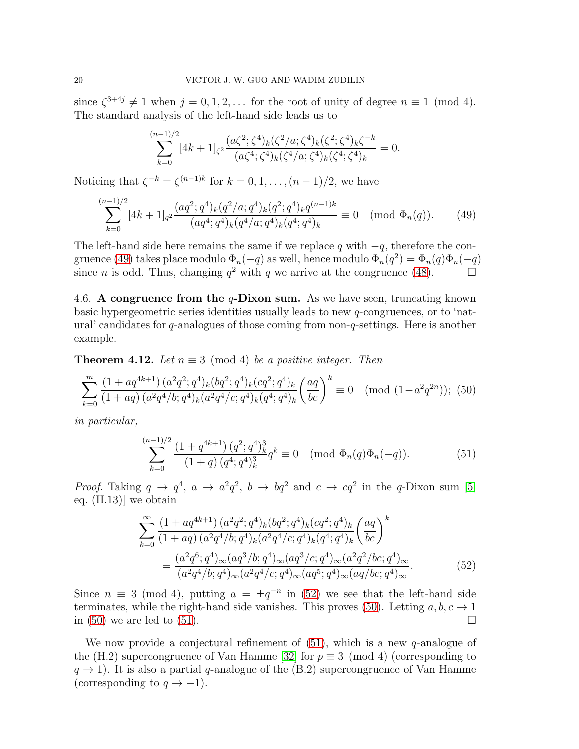since $\zeta^{3+4j} \ne 1$ when $j = 0, 1, 2, \dots$ for the root of unity of degree $n \equiv 1 \pmod 4$. The standard analysis of the left-hand side leads us to

$$\sum_{k=0}^{(n-1)/2} [4k+1]_{\zeta^2} \frac{(a\zeta^2;\zeta^4)_k(\zeta^2/a;\zeta^4)_k(\zeta^2;\zeta^4)_k\zeta^{-k}}{(a\zeta^4;\zeta^4)_k(\zeta^4/a;\zeta^4)_k(\zeta^4;\zeta^4)_k} = 0.$$

Noticing that $\zeta^{-k} = \zeta^{(n-1)k}$ for $k = 0, 1, \dots, (n-1)/2$, we have

$$\sum_{k=0}^{(n-1)/2} [4k+1]_{q^2} \frac{(aq^2;q^4)_k(q^2/a;q^4)_k(q^2;q^4)_k q^{(n-1)k}}{(aq^4;q^4)_k(q^4/a;q^4)_k(q^4;q^4)_k} \equiv 0 \pmod{\Phi_n(q)}. \tag{49}$$

The left-hand side here remains the same if we replace $q$ with $-q$, therefore the congruence (49) takes place modulo $\Phi_n(-q)$ as well, hence modulo $\Phi_n(q^2) = \Phi_n(q)\Phi_n(-q)$ since $n$ is odd. Thus, changing $q^2$ with $q$ we arrive at the congruence (48). $\square$

### 4.6. A congruence from the $q$-Dixon sum.

As we have seen, truncating known basic hypergeometric series identities usually leads to new $q$-congruences, or to 'natural' candidates for $q$-analogues of those coming from non-$q$-settings. Here is another example.

**Theorem 4.12.** *Let $n \equiv 3 \pmod 4$ be a positive integer. Then*

$$\sum_{k=0}^{m} \frac{(1+aq^{4k+1})\,(a^2q^2;q^4)_k(bq^2;q^4)_k(cq^2;q^4)_k}{(1+aq)\,(a^2q^4/b;q^4)_k(a^2q^4/c;q^4)_k(q^4;q^4)_k}\left(\frac{aq}{bc}\right)^k \equiv 0 \pmod{(1-a^2q^{2n})}; \tag{50}$$

*in particular,*

$$\sum_{k=0}^{(n-1)/2} \frac{(1+q^{4k+1})\,(q^2;q^4)_k^3}{(1+q)\,(q^4;q^4)_k^3} q^k \equiv 0 \pmod{\Phi_n(q)\Phi_n(-q)}. \tag{51}$$

*Proof.* Taking $q \to q^4$, $a \to a^2q^2$, $b \to bq^2$ and $c \to cq^2$ in the $q$-Dixon sum [5, eq. (II.13)] we obtain

$$\begin{aligned}
\sum_{k=0}^{\infty} &\frac{(1+aq^{4k+1})\,(a^2q^2;q^4)_k(bq^2;q^4)_k(cq^2;q^4)_k}{(1+aq)\,(a^2q^4/b;q^4)_k(a^2q^4/c;q^4)_k(q^4;q^4)_k}\left(\frac{aq}{bc}\right)^k \\
&= \frac{(a^2q^6;q^4)_\infty(aq^3/b;q^4)_\infty(aq^3/c;q^4)_\infty(a^2q^2/bc;q^4)_\infty}{(a^2q^4/b;q^4)_\infty(a^2q^4/c;q^4)_\infty(aq^5;q^4)_\infty(aq/bc;q^4)_\infty}.
\end{aligned} \tag{52}$$

Since $n \equiv 3 \pmod 4$, putting $a = \pm q^{-n}$ in (52) we see that the left-hand side terminates, while the right-hand side vanishes. This proves (50). Letting $a, b, c \to 1$ in (50) we are led to (51). $\square$

We now provide a conjectural refinement of (51), which is a new $q$-analogue of the (H.2) supercongruence of Van Hamme [32] for $p \equiv 3 \pmod 4$ (corresponding to $q \to 1$). It is also a partial $q$-analogue of the (B.2) supercongruence of Van Hamme (corresponding to $q \to -1$).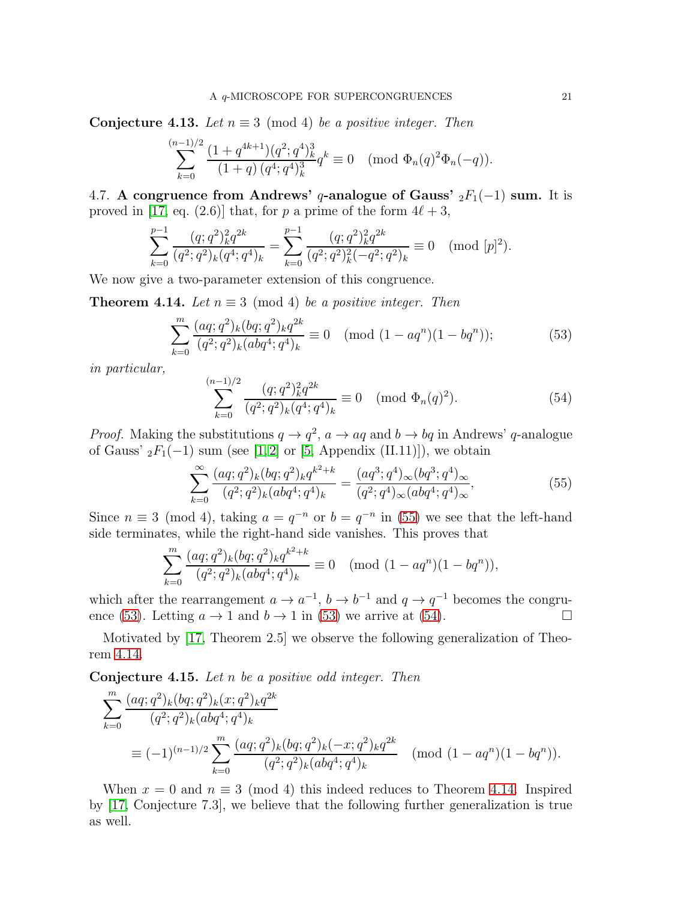**Conjecture 4.13.** *Let $n \equiv 3 \pmod 4$ be a positive integer. Then*

$$\sum_{k=0}^{(n-1)/2} \frac{(1+q^{4k+1})(q^2;q^4)_k^3}{(1+q)\,(q^4;q^4)_k^3} q^k \equiv 0 \pmod{\Phi_n(q)^2 \Phi_n(-q)}.$$

4.7. **A congruence from Andrews' $q$-analogue of Gauss' ${}_2F_1(-1)$ sum.** It is proved in [17, eq. (2.6)] that, for $p$ a prime of the form $4\ell+3$,

$$\sum_{k=0}^{p-1} \frac{(q;q^2)_k^2 q^{2k}}{(q^2;q^2)_k (q^4;q^4)_k} = \sum_{k=0}^{p-1} \frac{(q;q^2)_k^2 q^{2k}}{(q^2;q^2)_k^2 (-q^2;q^2)_k} \equiv 0 \pmod{[p]^2}.$$

We now give a two-parameter extension of this congruence.

**Theorem 4.14.** *Let $n \equiv 3 \pmod 4$ be a positive integer. Then*

$$\sum_{k=0}^{m} \frac{(aq;q^2)_k (bq;q^2)_k q^{2k}}{(q^2;q^2)_k (abq^4;q^4)_k} \equiv 0 \pmod{(1-aq^n)(1-bq^n)}; \tag{53}$$

*in particular,*

$$\sum_{k=0}^{(n-1)/2} \frac{(q;q^2)_k^2 q^{2k}}{(q^2;q^2)_k (q^4;q^4)_k} \equiv 0 \pmod{\Phi_n(q)^2}. \tag{54}$$

*Proof.* Making the substitutions $q \to q^2$, $a \to aq$ and $b \to bq$ in Andrews' $q$-analogue of Gauss' ${}_2F_1(-1)$ sum (see [1,2] or [5, Appendix (II.11)]), we obtain

$$\sum_{k=0}^{\infty} \frac{(aq;q^2)_k (bq;q^2)_k q^{k^2+k}}{(q^2;q^2)_k (abq^4;q^4)_k} = \frac{(aq^3;q^4)_\infty (bq^3;q^4)_\infty}{(q^2;q^4)_\infty (abq^4;q^4)_\infty}, \tag{55}$$

Since $n \equiv 3 \pmod 4$, taking $a = q^{-n}$ or $b = q^{-n}$ in (55) we see that the left-hand side terminates, while the right-hand side vanishes. This proves that

$$\sum_{k=0}^{m} \frac{(aq;q^2)_k (bq;q^2)_k q^{k^2+k}}{(q^2;q^2)_k (abq^4;q^4)_k} \equiv 0 \pmod{(1-aq^n)(1-bq^n)},$$

which after the rearrangement $a \to a^{-1}$, $b \to b^{-1}$ and $q \to q^{-1}$ becomes the congruence (53). Letting $a \to 1$ and $b \to 1$ in (53) we arrive at (54). $\square$

Motivated by [17, Theorem 2.5] we observe the following generalization of Theorem 4.14.

**Conjecture 4.15.** *Let $n$ be a positive odd integer. Then*

$$\begin{aligned}
&\sum_{k=0}^{m} \frac{(aq;q^2)_k (bq;q^2)_k (x;q^2)_k q^{2k}}{(q^2;q^2)_k (abq^4;q^4)_k} \\
&\qquad \equiv (-1)^{(n-1)/2} \sum_{k=0}^{m} \frac{(aq;q^2)_k (bq;q^2)_k (-x;q^2)_k q^{2k}}{(q^2;q^2)_k (abq^4;q^4)_k} \pmod{(1-aq^n)(1-bq^n)}.
\end{aligned}$$

When $x = 0$ and $n \equiv 3 \pmod 4$ this indeed reduces to Theorem 4.14. Inspired by [17, Conjecture 7.3], we believe that the following further generalization is true as well.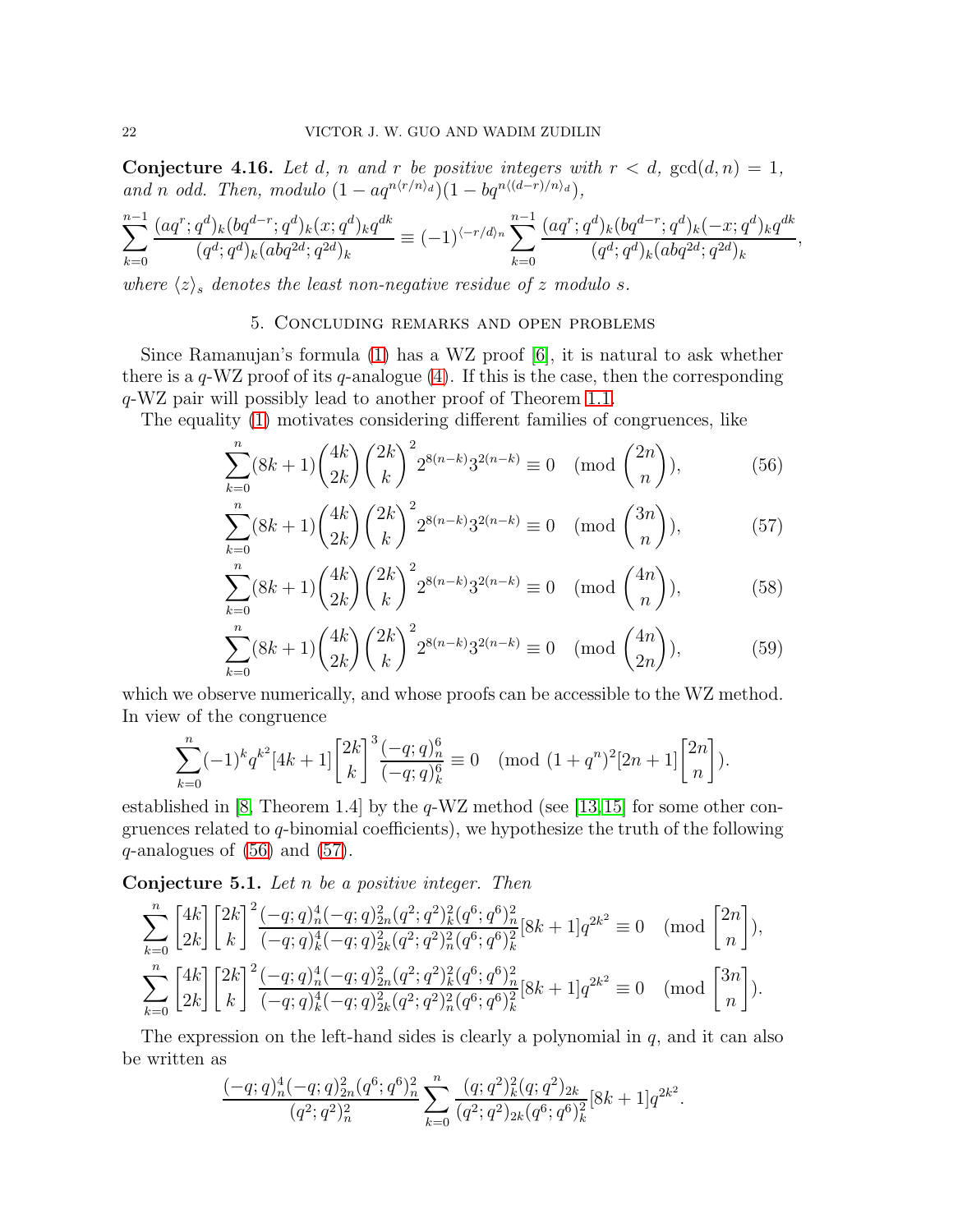**Conjecture 4.16.** *Let $d$, $n$ and $r$ be positive integers with $r < d$, $\gcd(d, n) = 1$, and $n$ odd. Then, modulo $(1 - aq^{n\langle r/n\rangle_d})(1 - bq^{n\langle (d-r)/n\rangle_d})$,*

$$\sum_{k=0}^{n-1} \frac{(aq^r;q^d)_k (bq^{d-r};q^d)_k (x;q^d)_k q^{dk}}{(q^d;q^d)_k (abq^{2d};q^{2d})_k} \equiv (-1)^{\langle -r/d\rangle_n} \sum_{k=0}^{n-1} \frac{(aq^r;q^d)_k (bq^{d-r};q^d)_k (-x;q^d)_k q^{dk}}{(q^d;q^d)_k (abq^{2d};q^{2d})_k},$$

*where $\langle z\rangle_s$ denotes the least non-negative residue of $z$ modulo $s$.*

## 5. Concluding remarks and open problems

Since Ramanujan's formula (1) has a WZ proof [6], it is natural to ask whether there is a $q$-WZ proof of its $q$-analogue (4). If this is the case, then the corresponding $q$-WZ pair will possibly lead to another proof of Theorem 1.1.

The equality (1) motivates considering different families of congruences, like

$$\sum_{k=0}^{n} (8k+1) \binom{4k}{2k} \binom{2k}{k}^2 2^{8(n-k)} 3^{2(n-k)} \equiv 0 \pmod{\binom{2n}{n}}, \tag{56}$$

$$\sum_{k=0}^{n} (8k+1) \binom{4k}{2k} \binom{2k}{k}^2 2^{8(n-k)} 3^{2(n-k)} \equiv 0 \pmod{\binom{3n}{n}}, \tag{57}$$

$$\sum_{k=0}^{n} (8k+1) \binom{4k}{2k} \binom{2k}{k}^2 2^{8(n-k)} 3^{2(n-k)} \equiv 0 \pmod{\binom{4n}{n}}, \tag{58}$$

$$\sum_{k=0}^{n} (8k+1) \binom{4k}{2k} \binom{2k}{k}^2 2^{8(n-k)} 3^{2(n-k)} \equiv 0 \pmod{\binom{4n}{2n}}, \tag{59}$$

which we observe numerically, and whose proofs can be accessible to the WZ method. In view of the congruence

$$\sum_{k=0}^{n} (-1)^k q^{k^2} [4k+1] {2k \brack k}^3 \frac{(-q;q)_n^6}{(-q;q)_k^6} \equiv 0 \pmod{(1+q^n)^2 [2n+1] {2n \brack n}}.$$

established in [8, Theorem 1.4] by the $q$-WZ method (see [13, 15] for some other congruences related to $q$-binomial coefficients), we hypothesize the truth of the following $q$-analogues of (56) and (57).

**Conjecture 5.1.** *Let $n$ be a positive integer. Then*

$$\sum_{k=0}^{n} {4k \brack 2k} {2k \brack k}^2 \frac{(-q;q)_n^4 (-q;q)_{2n}^2 (q^2;q^2)_k^2 (q^6;q^6)_n^2}{(-q;q)_k^4 (-q;q)_{2k}^2 (q^2;q^2)_n^2 (q^6;q^6)_k^2} [8k+1] q^{2k^2} \equiv 0 \pmod{{2n \brack n}},$$

$$\sum_{k=0}^{n} {4k \brack 2k} {2k \brack k}^2 \frac{(-q;q)_n^4 (-q;q)_{2n}^2 (q^2;q^2)_k^2 (q^6;q^6)_n^2}{(-q;q)_k^4 (-q;q)_{2k}^2 (q^2;q^2)_n^2 (q^6;q^6)_k^2} [8k+1] q^{2k^2} \equiv 0 \pmod{{3n \brack n}}.$$

The expression on the left-hand sides is clearly a polynomial in $q$, and it can also be written as

$$\frac{(-q;q)_n^4 (-q;q)_{2n}^2 (q^6;q^6)_n^2}{(q^2;q^2)_n^2} \sum_{k=0}^{n} \frac{(q;q^2)_k^2 (q;q^2)_{2k}}{(q^2;q^2)_{2k} (q^6;q^6)_k^2} [8k+1] q^{2k^2}.$$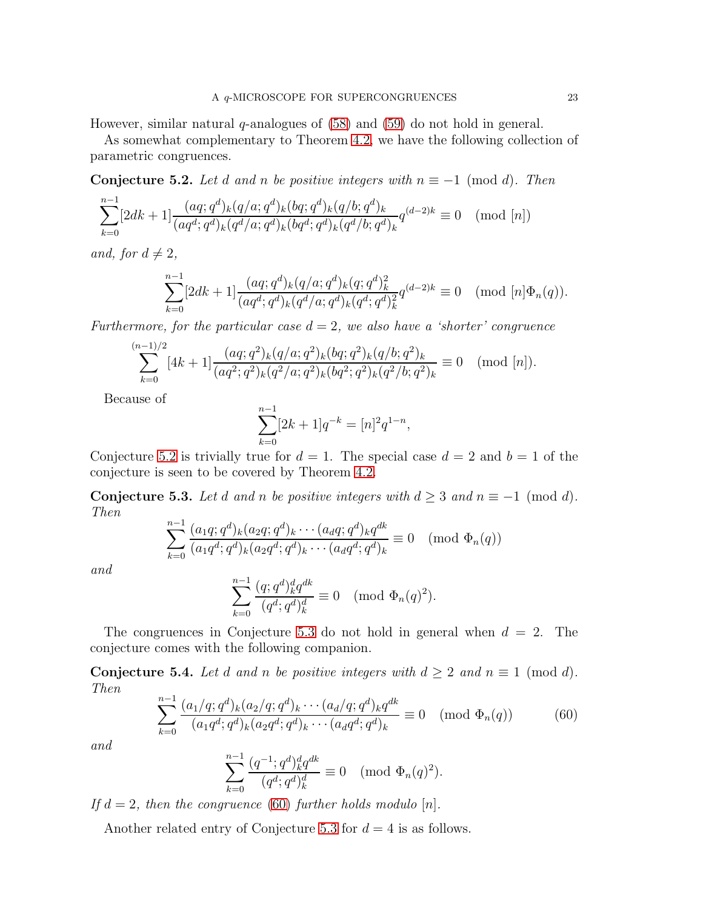However, similar natural $q$-analogues of (58) and (59) do not hold in general.

As somewhat complementary to Theorem 4.2, we have the following collection of parametric congruences.

**Conjecture 5.2.** *Let $d$ and $n$ be positive integers with $n \equiv -1 \pmod{d}$. Then*

$$\sum_{k=0}^{n-1} [2dk+1] \frac{(aq;q^d)_k (q/a;q^d)_k (bq;q^d)_k (q/b;q^d)_k}{(aq^d;q^d)_k (q^d/a;q^d)_k (bq^d;q^d)_k (q^d/b;q^d)_k} q^{(d-2)k} \equiv 0 \pmod{[n]}$$

*and, for $d \neq 2$,*

$$\sum_{k=0}^{n-1} [2dk+1] \frac{(aq;q^d)_k (q/a;q^d)_k (q;q^d)_k^2}{(aq^d;q^d)_k (q^d/a;q^d)_k (q^d;q^d)_k^2} q^{(d-2)k} \equiv 0 \pmod{[n]\Phi_n(q)}.$$

*Furthermore, for the particular case $d = 2$, we also have a 'shorter' congruence*

$$\sum_{k=0}^{(n-1)/2} [4k+1] \frac{(aq;q^2)_k (q/a;q^2)_k (bq;q^2)_k (q/b;q^2)_k}{(aq^2;q^2)_k (q^2/a;q^2)_k (bq^2;q^2)_k (q^2/b;q^2)_k} \equiv 0 \pmod{[n]}.$$

Because of

$$\sum_{k=0}^{n-1} [2k+1] q^{-k} = [n]^2 q^{1-n},$$

Conjecture 5.2 is trivially true for $d = 1$. The special case $d = 2$ and $b = 1$ of the conjecture is seen to be covered by Theorem 4.2.

**Conjecture 5.3.** *Let $d$ and $n$ be positive integers with $d \geq 3$ and $n \equiv -1 \pmod{d}$. Then*

$$\sum_{k=0}^{n-1} \frac{(a_1 q;q^d)_k (a_2 q;q^d)_k \cdots (a_d q;q^d)_k q^{dk}}{(a_1 q^d;q^d)_k (a_2 q^d;q^d)_k \cdots (a_d q^d;q^d)_k} \equiv 0 \pmod{\Phi_n(q)}$$

*and*

$$\sum_{k=0}^{n-1} \frac{(q;q^d)_k^d q^{dk}}{(q^d;q^d)_k^d} \equiv 0 \pmod{\Phi_n(q)^2}.$$

The congruences in Conjecture 5.3 do not hold in general when $d = 2$. The conjecture comes with the following companion.

**Conjecture 5.4.** *Let $d$ and $n$ be positive integers with $d \geq 2$ and $n \equiv 1 \pmod{d}$. Then*

$$\sum_{k=0}^{n-1} \frac{(a_1/q;q^d)_k (a_2/q;q^d)_k \cdots (a_d/q;q^d)_k q^{dk}}{(a_1 q^d;q^d)_k (a_2 q^d;q^d)_k \cdots (a_d q^d;q^d)_k} \equiv 0 \pmod{\Phi_n(q)} \tag{60}$$

*and*

$$\sum_{k=0}^{n-1} \frac{(q^{-1};q^d)_k^d q^{dk}}{(q^d;q^d)_k^d} \equiv 0 \pmod{\Phi_n(q)^2}.$$

*If $d = 2$, then the congruence (60) further holds modulo $[n]$.*

Another related entry of Conjecture 5.3 for $d = 4$ is as follows.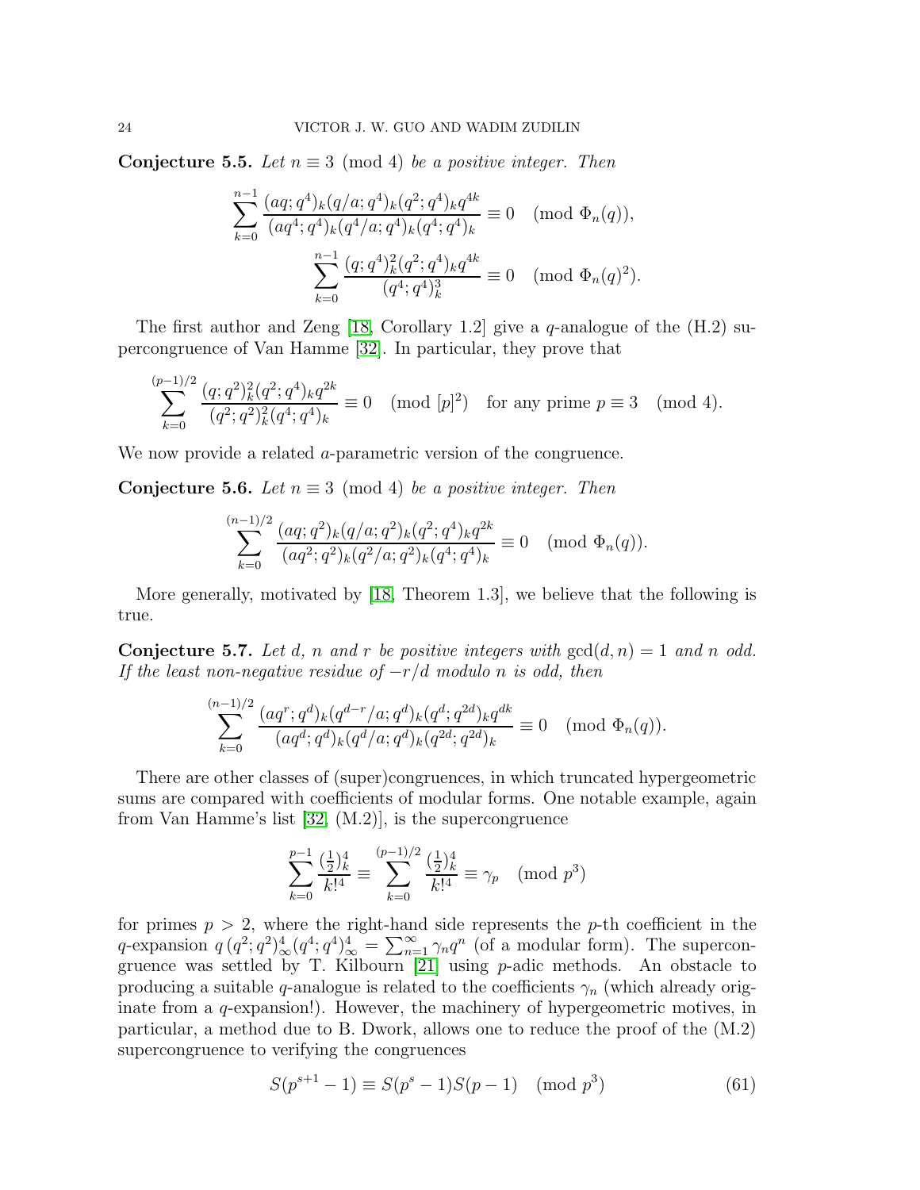**Conjecture 5.5.** *Let $n \equiv 3 \pmod 4$ be a positive integer. Then*

$$\sum_{k=0}^{n-1} \frac{(aq;q^4)_k(q/a;q^4)_k(q^2;q^4)_k q^{4k}}{(aq^4;q^4)_k(q^4/a;q^4)_k(q^4;q^4)_k} \equiv 0 \pmod{\Phi_n(q)},$$

$$\sum_{k=0}^{n-1} \frac{(q;q^4)_k^2(q^2;q^4)_k q^{4k}}{(q^4;q^4)_k^3} \equiv 0 \pmod{\Phi_n(q)^2}.$$

The first author and Zeng [18, Corollary 1.2] give a $q$-analogue of the (H.2) supercongruence of Van Hamme [32]. In particular, they prove that

$$\sum_{k=0}^{(p-1)/2} \frac{(q;q^2)_k^2(q^2;q^4)_k q^{2k}}{(q^2;q^2)_k^2(q^4;q^4)_k} \equiv 0 \pmod{[p]^2} \quad \text{for any prime } p \equiv 3 \pmod 4.$$

We now provide a related $a$-parametric version of the congruence.

**Conjecture 5.6.** *Let $n \equiv 3 \pmod 4$ be a positive integer. Then*

$$\sum_{k=0}^{(n-1)/2} \frac{(aq;q^2)_k(q/a;q^2)_k(q^2;q^4)_k q^{2k}}{(aq^2;q^2)_k(q^2/a;q^2)_k(q^4;q^4)_k} \equiv 0 \pmod{\Phi_n(q)}.$$

More generally, motivated by [18, Theorem 1.3], we believe that the following is true.

**Conjecture 5.7.** *Let $d$, $n$ and $r$ be positive integers with $\gcd(d,n)=1$ and $n$ odd. If the least non-negative residue of $-r/d$ modulo $n$ is odd, then*

$$\sum_{k=0}^{(n-1)/2} \frac{(aq^r;q^d)_k(q^{d-r}/a;q^d)_k(q^d;q^{2d})_k q^{dk}}{(aq^d;q^d)_k(q^d/a;q^d)_k(q^{2d};q^{2d})_k} \equiv 0 \pmod{\Phi_n(q)}.$$

There are other classes of (super)congruences, in which truncated hypergeometric sums are compared with coefficients of modular forms. One notable example, again from Van Hamme's list [32, (M.2)], is the supercongruence

$$\sum_{k=0}^{p-1} \frac{(\frac12)_k^4}{k!^4} \equiv \sum_{k=0}^{(p-1)/2} \frac{(\frac12)_k^4}{k!^4} \equiv \gamma_p \pmod{p^3}$$

for primes $p>2$, where the right-hand side represents the $p$-th coefficient in the $q$-expansion $q\,(q^2;q^2)_\infty^4(q^4;q^4)_\infty^4 = \sum_{n=1}^\infty \gamma_n q^n$ (of a modular form). The supercongruence was settled by T. Kilbourn [21] using $p$-adic methods. An obstacle to producing a suitable $q$-analogue is related to the coefficients $\gamma_n$ (which already originate from a $q$-expansion!). However, the machinery of hypergeometric motives, in particular, a method due to B. Dwork, allows one to reduce the proof of the (M.2) supercongruence to verifying the congruences

$$S(p^{s+1}-1) \equiv S(p^s-1)S(p-1) \pmod{p^3} \tag{61}$$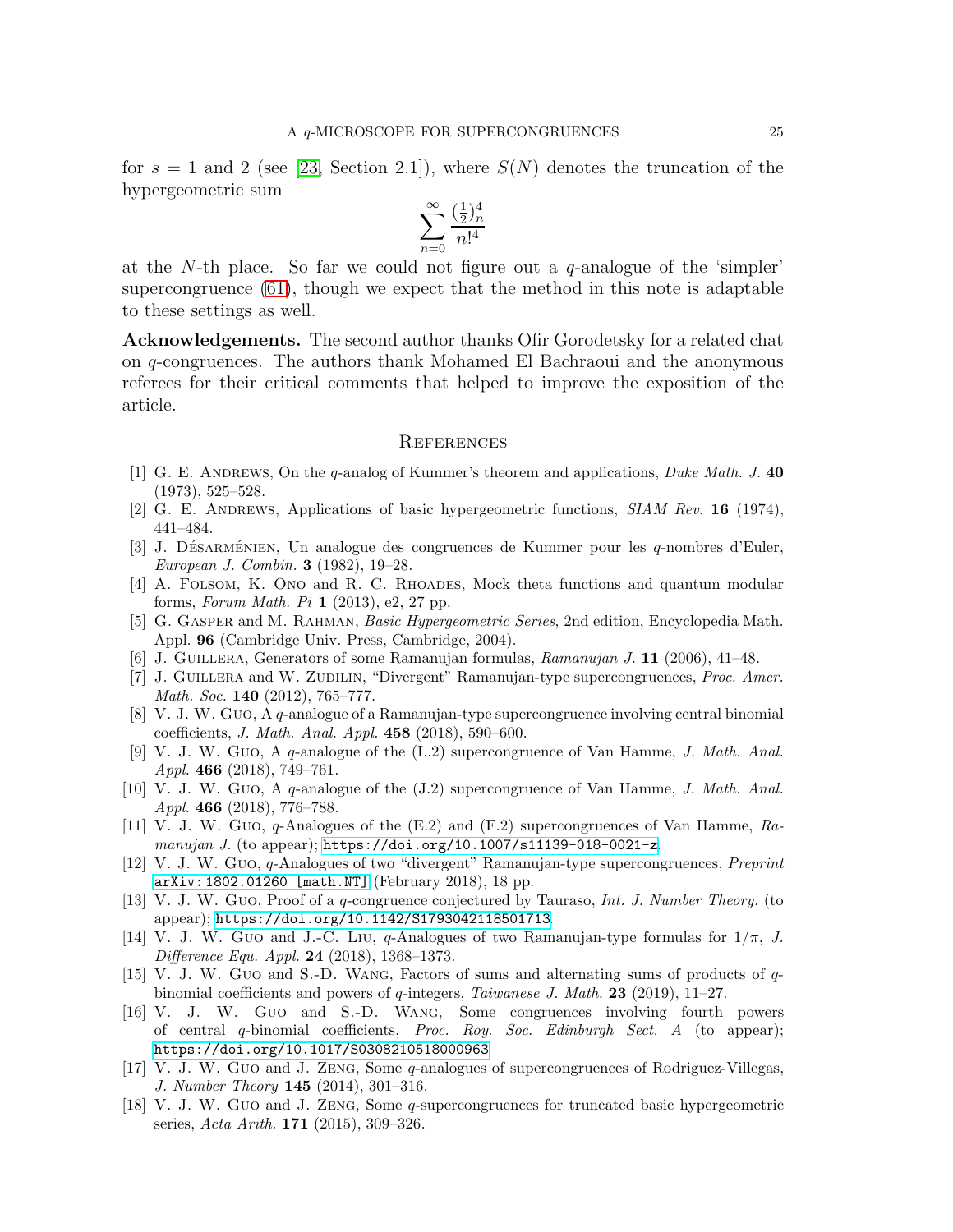for $s = 1$ and 2 (see [23, Section 2.1]), where $S(N)$ denotes the truncation of the hypergeometric sum

$$\sum_{n=0}^{\infty} \frac{(\frac{1}{2})_n^4}{n!^4}$$

at the $N$-th place. So far we could not figure out a $q$-analogue of the 'simpler' supercongruence (61), though we expect that the method in this note is adaptable to these settings as well.

**Acknowledgements.** The second author thanks Ofir Gorodetsky for a related chat on $q$-congruences. The authors thank Mohamed El Bachraoui and the anonymous referees for their critical comments that helped to improve the exposition of the article.

## References

[1] G. E. Andrews, On the $q$-analog of Kummer's theorem and applications, *Duke Math. J.* **40** (1973), 525–528.

[2] G. E. Andrews, Applications of basic hypergeometric functions, *SIAM Rev.* **16** (1974), 441–484.

[3] J. Désarménien, Un analogue des congruences de Kummer pour les $q$-nombres d'Euler, *European J. Combin.* **3** (1982), 19–28.

[4] A. Folsom, K. Ono and R. C. Rhoades, Mock theta functions and quantum modular forms, *Forum Math. Pi* **1** (2013), e2, 27 pp.

[5] G. Gasper and M. Rahman, *Basic Hypergeometric Series*, 2nd edition, Encyclopedia Math. Appl. **96** (Cambridge Univ. Press, Cambridge, 2004).

[6] J. Guillera, Generators of some Ramanujan formulas, *Ramanujan J.* **11** (2006), 41–48.

[7] J. Guillera and W. Zudilin, "Divergent" Ramanujan-type supercongruences, *Proc. Amer. Math. Soc.* **140** (2012), 765–777.

[8] V. J. W. Guo, A $q$-analogue of a Ramanujan-type supercongruence involving central binomial coefficients, *J. Math. Anal. Appl.* **458** (2018), 590–600.

[9] V. J. W. Guo, A $q$-analogue of the (L.2) supercongruence of Van Hamme, *J. Math. Anal. Appl.* **466** (2018), 749–761.

[10] V. J. W. Guo, A $q$-analogue of the (J.2) supercongruence of Van Hamme, *J. Math. Anal. Appl.* **466** (2018), 776–788.

[11] V. J. W. Guo, $q$-Analogues of the (E.2) and (F.2) supercongruences of Van Hamme, *Ramanujan J.* (to appear); https://doi.org/10.1007/s11139-018-0021-z.

[12] V. J. W. Guo, $q$-Analogues of two "divergent" Ramanujan-type supercongruences, *Preprint* arXiv:1802.01260 [math.NT] (February 2018), 18 pp.

[13] V. J. W. Guo, Proof of a $q$-congruence conjectured by Tauraso, *Int. J. Number Theory.* (to appear); https://doi.org/10.1142/S1793042118501713.

[14] V. J. W. Guo and J.-C. Liu, $q$-Analogues of two Ramanujan-type formulas for $1/\pi$, *J. Difference Equ. Appl.* **24** (2018), 1368–1373.

[15] V. J. W. Guo and S.-D. Wang, Factors of sums and alternating sums of products of $q$-binomial coefficients and powers of $q$-integers, *Taiwanese J. Math.* **23** (2019), 11–27.

[16] V. J. W. Guo and S.-D. Wang, Some congruences involving fourth powers of central $q$-binomial coefficients, *Proc. Roy. Soc. Edinburgh Sect. A* (to appear); https://doi.org/10.1017/S0308210518000963.

[17] V. J. W. Guo and J. Zeng, Some $q$-analogues of supercongruences of Rodriguez-Villegas, *J. Number Theory* **145** (2014), 301–316.

[18] V. J. W. Guo and J. Zeng, Some $q$-supercongruences for truncated basic hypergeometric series, *Acta Arith.* **171** (2015), 309–326.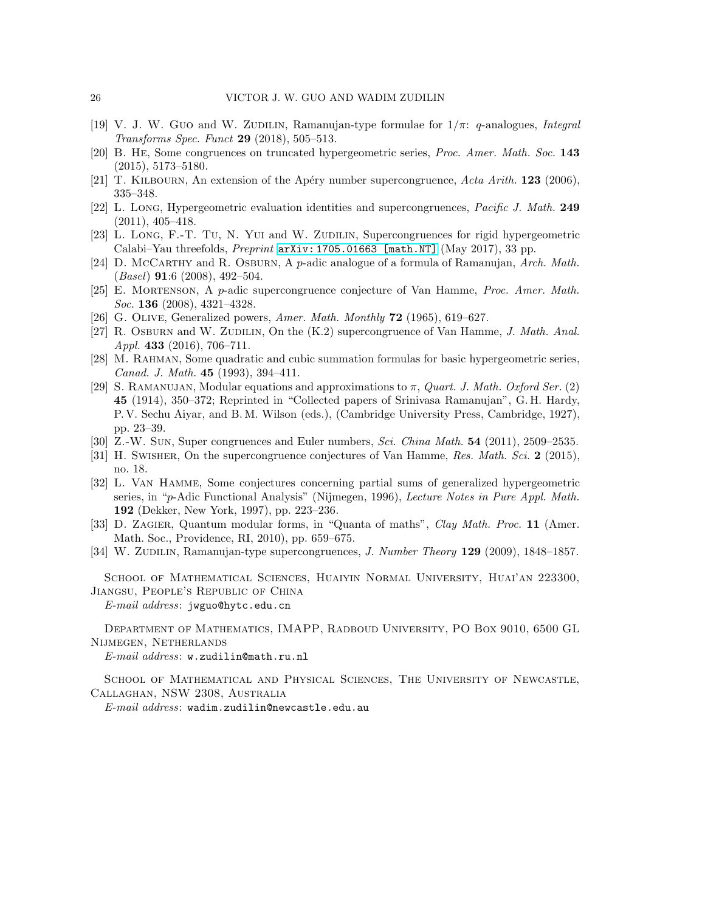[19] V. J. W. Guo and W. Zudilin, Ramanujan-type formulae for $1/\pi$: $q$-analogues, *Integral Transforms Spec. Funct* **29** (2018), 505–513.

[20] B. He, Some congruences on truncated hypergeometric series, *Proc. Amer. Math. Soc.* **143** (2015), 5173–5180.

[21] T. Kilbourn, An extension of the Apéry number supercongruence, *Acta Arith.* **123** (2006), 335–348.

[22] L. Long, Hypergeometric evaluation identities and supercongruences, *Pacific J. Math.* **249** (2011), 405–418.

[23] L. Long, F.-T. Tu, N. Yui and W. Zudilin, Supercongruences for rigid hypergeometric Calabi–Yau threefolds, *Preprint* arXiv: 1705.01663 [math.NT] (May 2017), 33 pp.

[24] D. McCarthy and R. Osburn, A $p$-adic analogue of a formula of Ramanujan, *Arch. Math. (Basel)* **91**:6 (2008), 492–504.

[25] E. Mortenson, A $p$-adic supercongruence conjecture of Van Hamme, *Proc. Amer. Math. Soc.* **136** (2008), 4321–4328.

[26] G. Olive, Generalized powers, *Amer. Math. Monthly* **72** (1965), 619–627.

[27] R. Osburn and W. Zudilin, On the (K.2) supercongruence of Van Hamme, *J. Math. Anal. Appl.* **433** (2016), 706–711.

[28] M. Rahman, Some quadratic and cubic summation formulas for basic hypergeometric series, *Canad. J. Math.* **45** (1993), 394–411.

[29] S. Ramanujan, Modular equations and approximations to $\pi$, *Quart. J. Math. Oxford Ser.* (2) **45** (1914), 350–372; Reprinted in "Collected papers of Srinivasa Ramanujan", G. H. Hardy, P. V. Sechu Aiyar, and B. M. Wilson (eds.), (Cambridge University Press, Cambridge, 1927), pp. 23–39.

[30] Z.-W. Sun, Super congruences and Euler numbers, *Sci. China Math.* **54** (2011), 2509–2535.

[31] H. Swisher, On the supercongruence conjectures of Van Hamme, *Res. Math. Sci.* **2** (2015), no. 18.

[32] L. Van Hamme, Some conjectures concerning partial sums of generalized hypergeometric series, in "$p$-Adic Functional Analysis" (Nijmegen, 1996), *Lecture Notes in Pure Appl. Math.* **192** (Dekker, New York, 1997), pp. 223–236.

[33] D. Zagier, Quantum modular forms, in "Quanta of maths", *Clay Math. Proc.* **11** (Amer. Math. Soc., Providence, RI, 2010), pp. 659–675.

[34] W. Zudilin, Ramanujan-type supercongruences, *J. Number Theory* **129** (2009), 1848–1857.

School of Mathematical Sciences, Huaiyin Normal University, Huai'an 223300, Jiangsu, People's Republic of China

*E-mail address*: jwguo@hytc.edu.cn

Department of Mathematics, IMAPP, Radboud University, PO Box 9010, 6500 GL Nijmegen, Netherlands

*E-mail address*: w.zudilin@math.ru.nl

School of Mathematical and Physical Sciences, The University of Newcastle, Callaghan, NSW 2308, Australia

*E-mail address*: wadim.zudilin@newcastle.edu.au